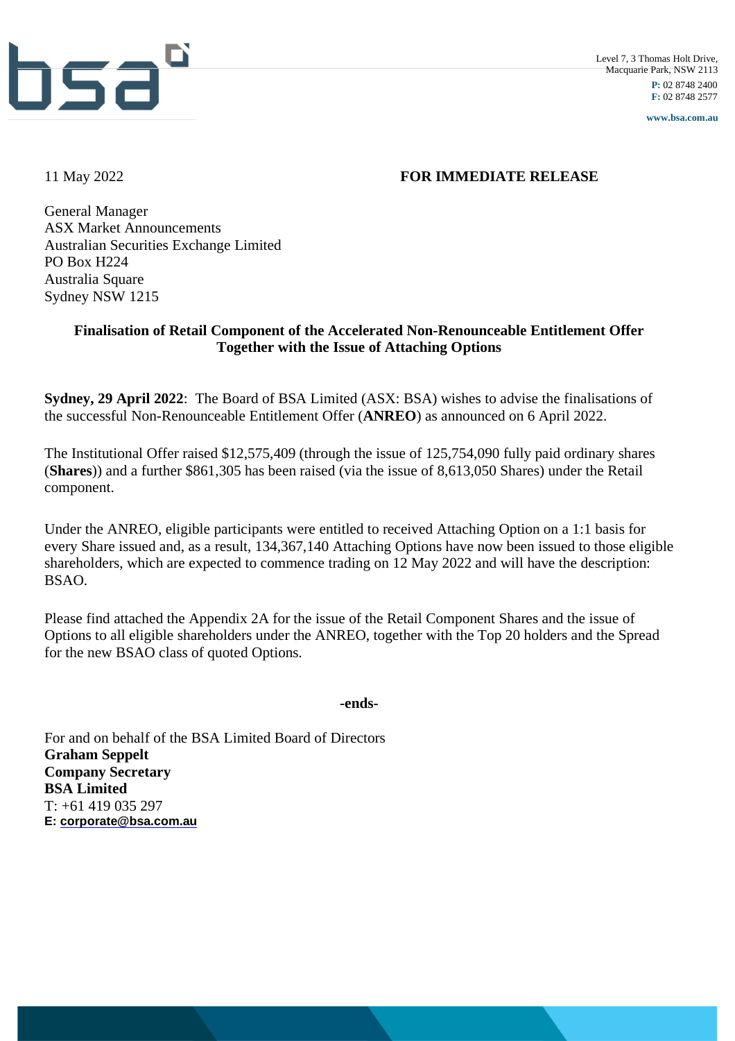Level 7, 3 Thomas Holt Drive,
Macquarie Park, NSW 2113
**P:** 02 8748 2400
**F:** 02 8748 2577
**www.bsa.com.au**

11 May 2022 **FOR IMMEDIATE RELEASE**

General Manager
ASX Market Announcements
Australian Securities Exchange Limited
PO Box H224
Australia Square
Sydney NSW 1215

**Finalisation of Retail Component of the Accelerated Non-Renounceable Entitlement Offer Together with the Issue of Attaching Options**

**Sydney, 29 April 2022**: The Board of BSA Limited (ASX: BSA) wishes to advise the finalisations of the successful Non-Renounceable Entitlement Offer (**ANREO**) as announced on 6 April 2022.

The Institutional Offer raised $12,575,409 (through the issue of 125,754,090 fully paid ordinary shares (**Shares**)) and a further $861,305 has been raised (via the issue of 8,613,050 Shares) under the Retail component.

Under the ANREO, eligible participants were entitled to received Attaching Option on a 1:1 basis for every Share issued and, as a result, 134,367,140 Attaching Options have now been issued to those eligible shareholders, which are expected to commence trading on 12 May 2022 and will have the description: BSAO.

Please find attached the Appendix 2A for the issue of the Retail Component Shares and the issue of Options to all eligible shareholders under the ANREO, together with the Top 20 holders and the Spread for the new BSAO class of quoted Options.

**-ends-**

For and on behalf of the BSA Limited Board of Directors
**Graham Seppelt**
**Company Secretary**
**BSA Limited**
T: +61 419 035 297
**E: corporate@bsa.com.au**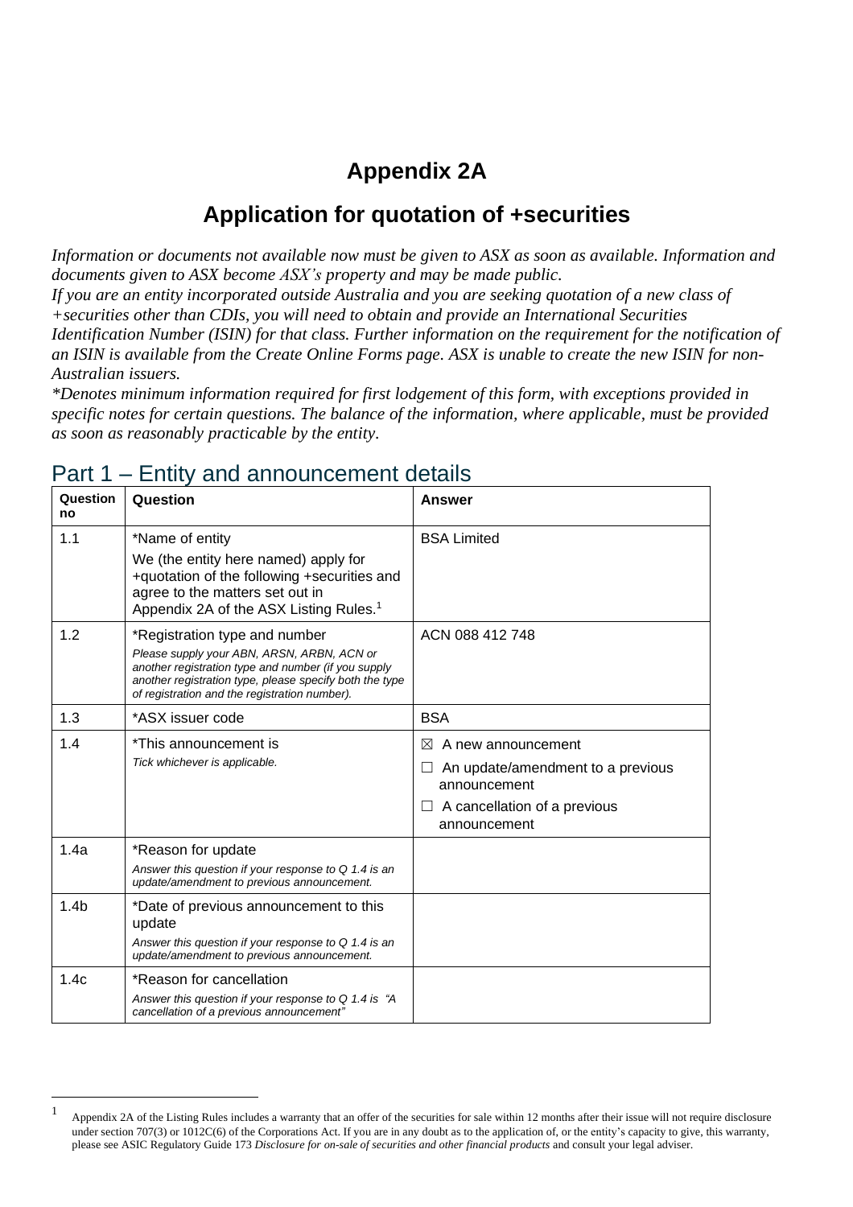# Appendix 2A

## Application for quotation of +securities

*Information or documents not available now must be given to ASX as soon as available. Information and documents given to ASX become ASX's property and may be made public.*
*If you are an entity incorporated outside Australia and you are seeking quotation of a new class of +securities other than CDIs, you will need to obtain and provide an International Securities Identification Number (ISIN) for that class. Further information on the requirement for the notification of an ISIN is available from the Create Online Forms page. ASX is unable to create the new ISIN for non-Australian issuers.*
*\*Denotes minimum information required for first lodgement of this form, with exceptions provided in specific notes for certain questions. The balance of the information, where applicable, must be provided as soon as reasonably practicable by the entity.*

## Part 1 – Entity and announcement details

| Question no | Question | Answer |
|---|---|---|
| 1.1 | *Name of entity<br>We (the entity here named) apply for +quotation of the following +securities and agree to the matters set out in Appendix 2A of the ASX Listing Rules.[1] | BSA Limited |
| 1.2 | *Registration type and number<br>*Please supply your ABN, ARSN, ARBN, ACN or another registration type and number (if you supply another registration type, please specify both the type of registration and the registration number).* | ACN 088 412 748 |
| 1.3 | *ASX issuer code | BSA |
| 1.4 | *This announcement is<br>*Tick whichever is applicable.* | ☒ A new announcement<br>☐ An update/amendment to a previous announcement<br>☐ A cancellation of a previous announcement |
| 1.4a | *Reason for update<br>*Answer this question if your response to Q 1.4 is an update/amendment to previous announcement.* | |
| 1.4b | *Date of previous announcement to this update<br>*Answer this question if your response to Q 1.4 is an update/amendment to previous announcement.* | |
| 1.4c | *Reason for cancellation<br>*Answer this question if your response to Q 1.4 is "A cancellation of a previous announcement"* | |

[1] Appendix 2A of the Listing Rules includes a warranty that an offer of the securities for sale within 12 months after their issue will not require disclosure under section 707(3) or 1012C(6) of the Corporations Act. If you are in any doubt as to the application of, or the entity's capacity to give, this warranty, please see ASIC Regulatory Guide 173 *Disclosure for on-sale of securities and other financial products* and consult your legal adviser.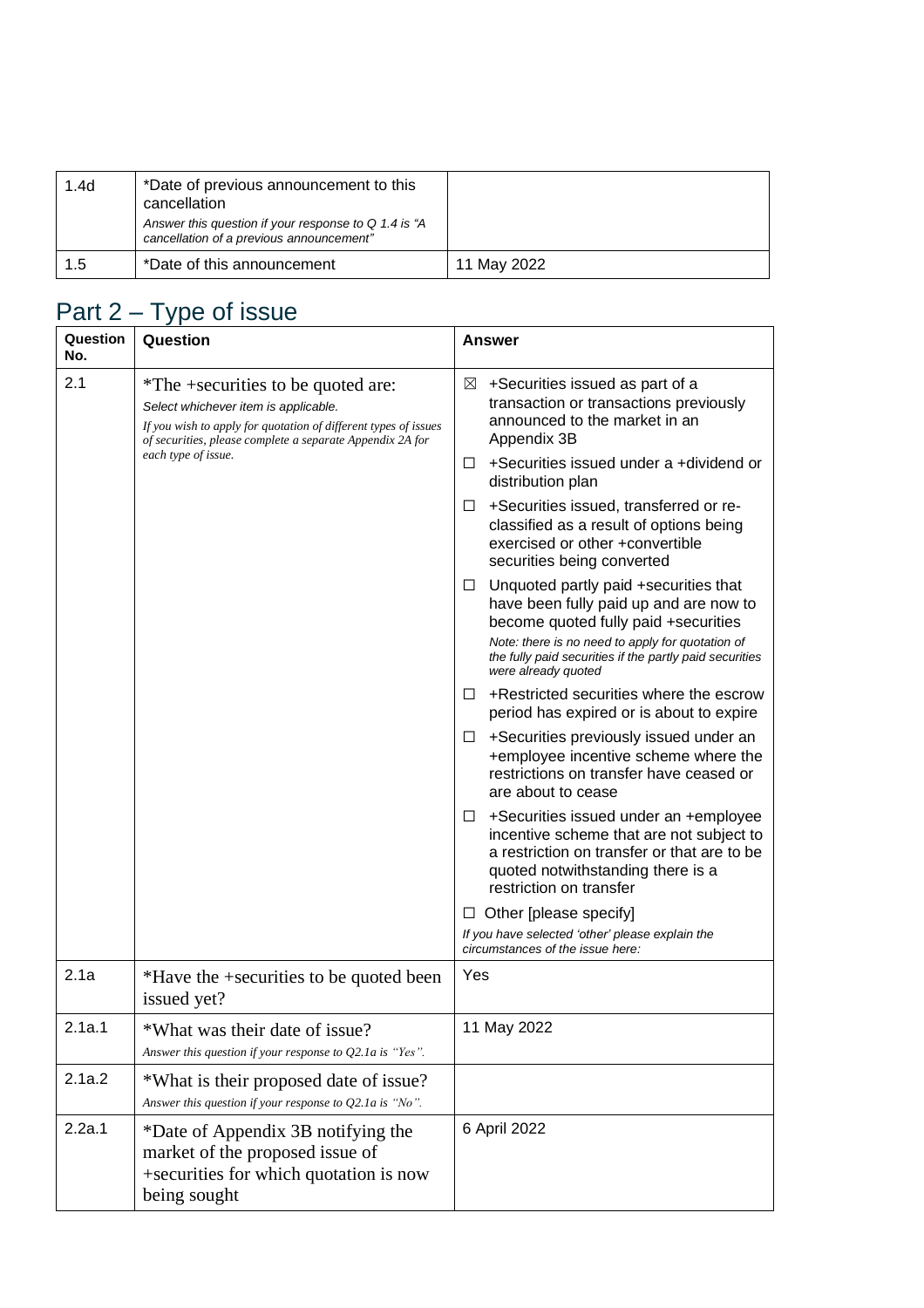| 1.4d | *Date of previous announcement to this cancellation<br>*Answer this question if your response to Q 1.4 is "A cancellation of a previous announcement"* | |
|---|---|---|
| 1.5 | *Date of this announcement | 11 May 2022 |

## Part 2 – Type of issue

| Question No. | Question | Answer |
|---|---|---|
| 2.1 | *The +securities to be quoted are:<br>*Select whichever item is applicable.*<br>*If you wish to apply for quotation of different types of issues of securities, please complete a separate Appendix 2A for each type of issue.* | ☒ +Securities issued as part of a transaction or transactions previously announced to the market in an Appendix 3B<br>☐ +Securities issued under a +dividend or distribution plan<br>☐ +Securities issued, transferred or re-classified as a result of options being exercised or other +convertible securities being converted<br>☐ Unquoted partly paid +securities that have been fully paid up and are now to become quoted fully paid +securities<br>*Note: there is no need to apply for quotation of the fully paid securities if the partly paid securities were already quoted*<br>☐ +Restricted securities where the escrow period has expired or is about to expire<br>☐ +Securities previously issued under an +employee incentive scheme where the restrictions on transfer have ceased or are about to cease<br>☐ +Securities issued under an +employee incentive scheme that are not subject to a restriction on transfer or that are to be quoted notwithstanding there is a restriction on transfer<br>☐ Other [please specify]<br>*If you have selected 'other' please explain the circumstances of the issue here:* |
| 2.1a | *Have the +securities to be quoted been issued yet? | Yes |
| 2.1a.1 | *What was their date of issue?<br>*Answer this question if your response to Q2.1a is "Yes".* | 11 May 2022 |
| 2.1a.2 | *What is their proposed date of issue?<br>*Answer this question if your response to Q2.1a is "No".* | |
| 2.2a.1 | *Date of Appendix 3B notifying the market of the proposed issue of +securities for which quotation is now being sought | 6 April 2022 |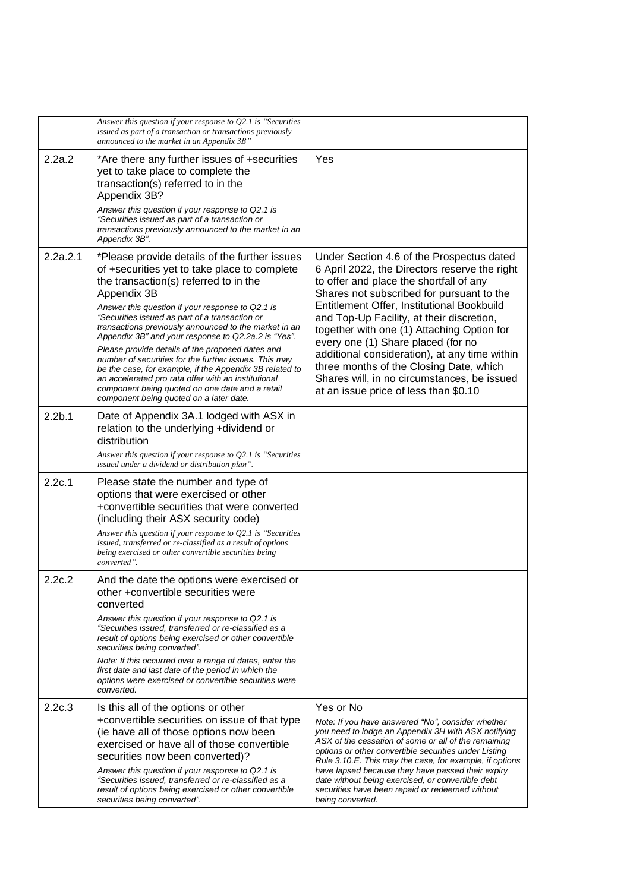| | | |
|---|---|---|
| | *Answer this question if your response to Q2.1 is "Securities issued as part of a transaction or transactions previously announced to the market in an Appendix 3B"* | |
| 2.2a.2 | *Are there any further issues of +securities yet to take place to complete the transaction(s) referred to in the Appendix 3B?<br>*Answer this question if your response to Q2.1 is "Securities issued as part of a transaction or transactions previously announced to the market in an Appendix 3B".* | Yes |
| 2.2a.2.1 | *Please provide details of the further issues of +securities yet to take place to complete the transaction(s) referred to in the Appendix 3B<br>*Answer this question if your response to Q2.1 is "Securities issued as part of a transaction or transactions previously announced to the market in an Appendix 3B" and your response to Q2.2a.2 is "Yes".*<br>*Please provide details of the proposed dates and number of securities for the further issues. This may be the case, for example, if the Appendix 3B related to an accelerated pro rata offer with an institutional component being quoted on one date and a retail component being quoted on a later date.* | Under Section 4.6 of the Prospectus dated 6 April 2022, the Directors reserve the right to offer and place the shortfall of any Shares not subscribed for pursuant to the Entitlement Offer, Institutional Bookbuild and Top-Up Facility, at their discretion, together with one (1) Attaching Option for every one (1) Share placed (for no additional consideration), at any time within three months of the Closing Date, which Shares will, in no circumstances, be issued at an issue price of less than $0.10 |
| 2.2b.1 | Date of Appendix 3A.1 lodged with ASX in relation to the underlying +dividend or distribution<br>*Answer this question if your response to Q2.1 is "Securities issued under a dividend or distribution plan".* | |
| 2.2c.1 | Please state the number and type of options that were exercised or other +convertible securities that were converted (including their ASX security code)<br>*Answer this question if your response to Q2.1 is "Securities issued, transferred or re-classified as a result of options being exercised or other convertible securities being converted".* | |
| 2.2c.2 | And the date the options were exercised or other +convertible securities were converted<br>*Answer this question if your response to Q2.1 is "Securities issued, transferred or re-classified as a result of options being exercised or other convertible securities being converted".*<br>*Note: If this occurred over a range of dates, enter the first date and last date of the period in which the options were exercised or convertible securities were converted.* | |
| 2.2c.3 | Is this all of the options or other +convertible securities on issue of that type (ie have all of those options now been exercised or have all of those convertible securities now been converted)?<br>*Answer this question if your response to Q2.1 is "Securities issued, transferred or re-classified as a result of options being exercised or other convertible securities being converted".* | Yes or No<br>*Note: If you have answered "No", consider whether you need to lodge an Appendix 3H with ASX notifying ASX of the cessation of some or all of the remaining options or other convertible securities under Listing Rule 3.10.E. This may the case, for example, if options have lapsed because they have passed their expiry date without being exercised, or convertible debt securities have been repaid or redeemed without being converted.* |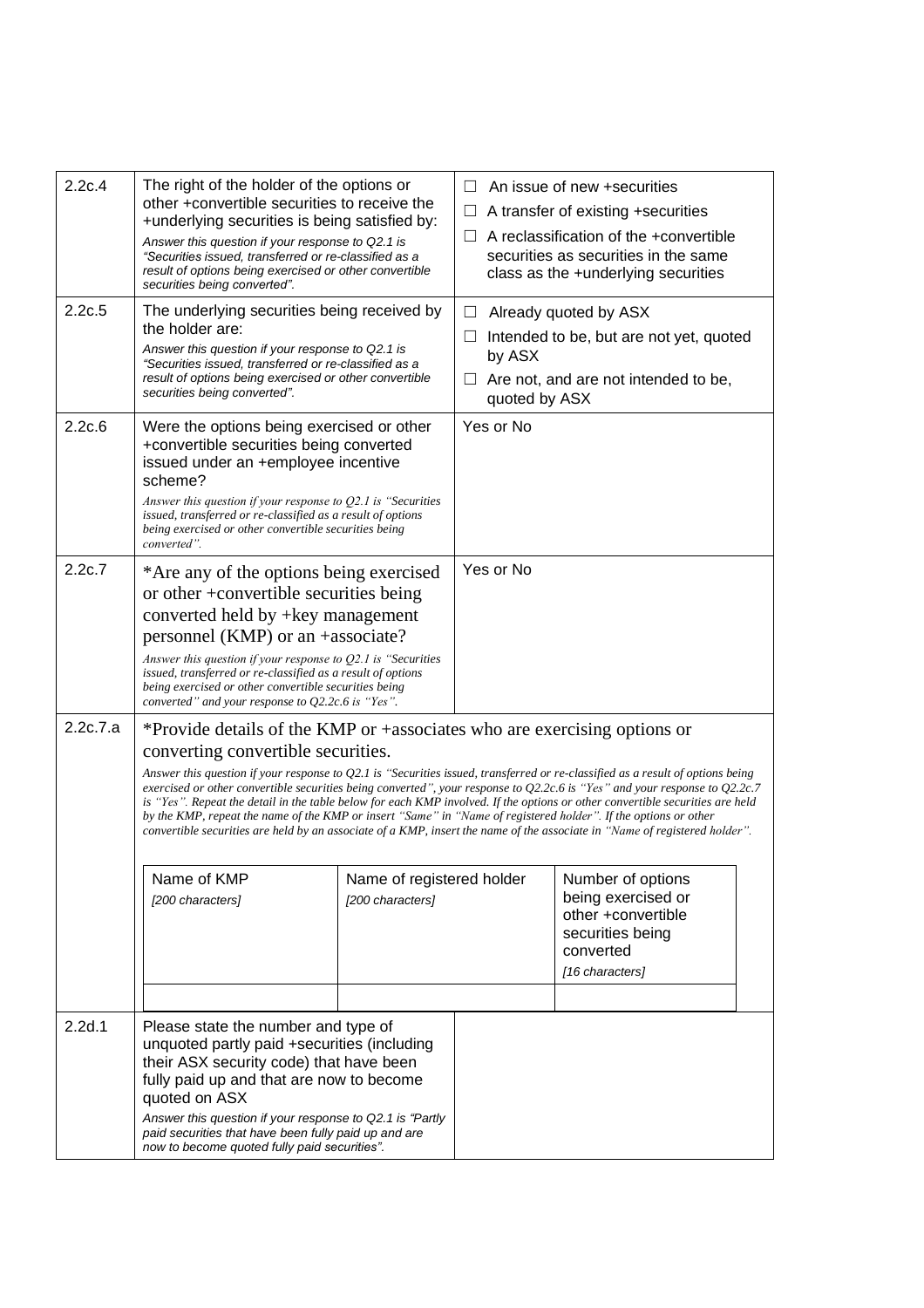| | | |
|---|---|---|
| 2.2c.4 | The right of the holder of the options or other +convertible securities to receive the +underlying securities is being satisfied by:<br>*Answer this question if your response to Q2.1 is "Securities issued, transferred or re-classified as a result of options being exercised or other convertible securities being converted".* | ☐ An issue of new +securities<br>☐ A transfer of existing +securities<br>☐ A reclassification of the +convertible securities as securities in the same class as the +underlying securities |
| 2.2c.5 | The underlying securities being received by the holder are:<br>*Answer this question if your response to Q2.1 is "Securities issued, transferred or re-classified as a result of options being exercised or other convertible securities being converted".* | ☐ Already quoted by ASX<br>☐ Intended to be, but are not yet, quoted by ASX<br>☐ Are not, and are not intended to be, quoted by ASX |
| 2.2c.6 | Were the options being exercised or other +convertible securities being converted issued under an +employee incentive scheme?<br>*Answer this question if your response to Q2.1 is "Securities issued, transferred or re-classified as a result of options being exercised or other convertible securities being converted".* | Yes or No |
| 2.2c.7 | *Are any of the options being exercised or other +convertible securities being converted held by +key management personnel (KMP) or an +associate?<br>*Answer this question if your response to Q2.1 is "Securities issued, transferred or re-classified as a result of options being exercised or other convertible securities being converted" and your response to Q2.2c.6 is "Yes".* | Yes or No |
| 2.2c.7.a | *Provide details of the KMP or +associates who are exercising options or converting convertible securities.<br>*Answer this question if your response to Q2.1 is "Securities issued, transferred or re-classified as a result of options being exercised or other convertible securities being converted", your response to Q2.2c.6 is "Yes" and your response to Q2.2c.7 is "Yes". Repeat the detail in the table below for each KMP involved. If the options or other convertible securities are held by the KMP, repeat the name of the KMP or insert "Same" in "Name of registered holder". If the options or other convertible securities are held by an associate of a KMP, insert the name of the associate in "Name of registered holder".* | |

| Name of KMP *[200 characters]* | Name of registered holder *[200 characters]* | Number of options being exercised or other +convertible securities being converted *[16 characters]* |
|---|---|---|
| | | |

| | | |
|---|---|---|
| 2.2d.1 | Please state the number and type of unquoted partly paid +securities (including their ASX security code) that have been fully paid up and that are now to become quoted on ASX<br>*Answer this question if your response to Q2.1 is "Partly paid securities that have been fully paid up and are now to become quoted fully paid securities".* | |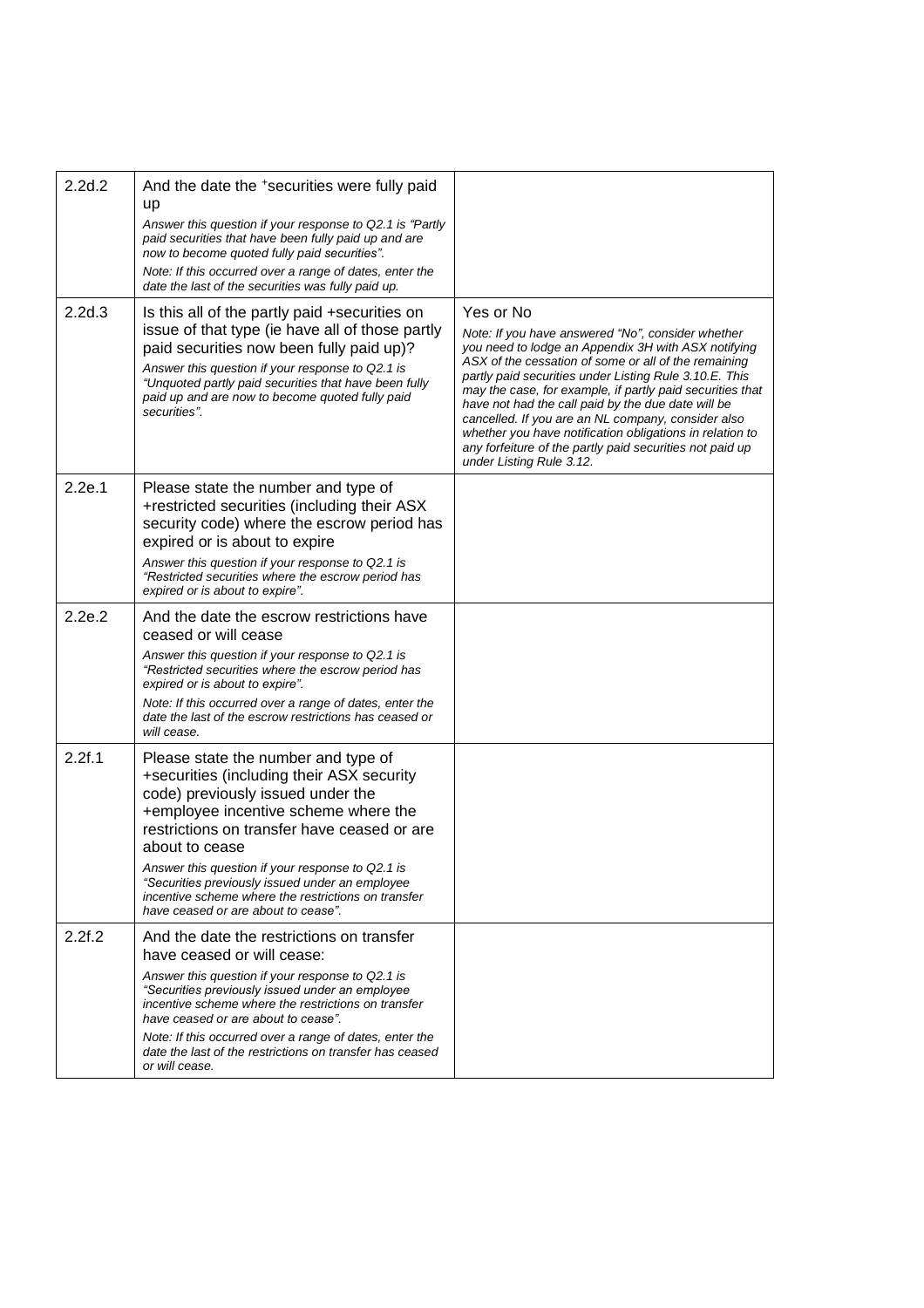| | | |
|---|---|---|
| 2.2d.2 | And the date the +securities were fully paid up<br>*Answer this question if your response to Q2.1 is "Partly paid securities that have been fully paid up and are now to become quoted fully paid securities".*<br>*Note: If this occurred over a range of dates, enter the date the last of the securities was fully paid up.* | |
| 2.2d.3 | Is this all of the partly paid +securities on issue of that type (ie have all of those partly paid securities now been fully paid up)?<br>*Answer this question if your response to Q2.1 is "Unquoted partly paid securities that have been fully paid up and are now to become quoted fully paid securities".* | Yes or No<br>*Note: If you have answered "No", consider whether you need to lodge an Appendix 3H with ASX notifying ASX of the cessation of some or all of the remaining partly paid securities under Listing Rule 3.10.E. This may the case, for example, if partly paid securities that have not had the call paid by the due date will be cancelled. If you are an NL company, consider also whether you have notification obligations in relation to any forfeiture of the partly paid securities not paid up under Listing Rule 3.12.* |
| 2.2e.1 | Please state the number and type of +restricted securities (including their ASX security code) where the escrow period has expired or is about to expire<br>*Answer this question if your response to Q2.1 is "Restricted securities where the escrow period has expired or is about to expire".* | |
| 2.2e.2 | And the date the escrow restrictions have ceased or will cease<br>*Answer this question if your response to Q2.1 is "Restricted securities where the escrow period has expired or is about to expire".*<br>*Note: If this occurred over a range of dates, enter the date the last of the escrow restrictions has ceased or will cease.* | |
| 2.2f.1 | Please state the number and type of +securities (including their ASX security code) previously issued under the +employee incentive scheme where the restrictions on transfer have ceased or are about to cease<br>*Answer this question if your response to Q2.1 is "Securities previously issued under an employee incentive scheme where the restrictions on transfer have ceased or are about to cease".* | |
| 2.2f.2 | And the date the restrictions on transfer have ceased or will cease:<br>*Answer this question if your response to Q2.1 is "Securities previously issued under an employee incentive scheme where the restrictions on transfer have ceased or are about to cease".*<br>*Note: If this occurred over a range of dates, enter the date the last of the restrictions on transfer has ceased or will cease.* | |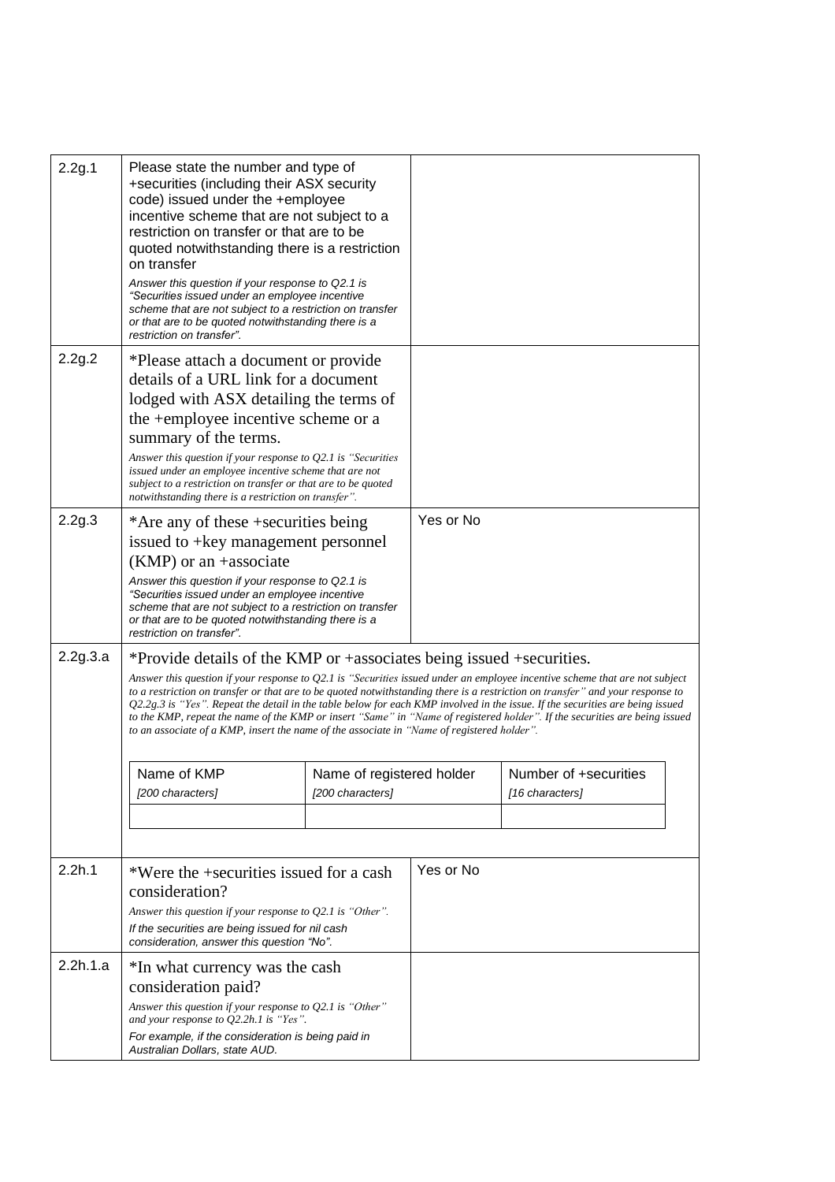| | | |
|---|---|---|
| 2.2g.1 | Please state the number and type of +securities (including their ASX security code) issued under the +employee incentive scheme that are not subject to a restriction on transfer or that are to be quoted notwithstanding there is a restriction on transfer<br>*Answer this question if your response to Q2.1 is "Securities issued under an employee incentive scheme that are not subject to a restriction on transfer or that are to be quoted notwithstanding there is a restriction on transfer".* | |
| 2.2g.2 | *Please attach a document or provide details of a URL link for a document lodged with ASX detailing the terms of the +employee incentive scheme or a summary of the terms.<br>*Answer this question if your response to Q2.1 is "Securities issued under an employee incentive scheme that are not subject to a restriction on transfer or that are to be quoted notwithstanding there is a restriction on transfer".* | |
| 2.2g.3 | *Are any of these +securities being issued to +key management personnel (KMP) or an +associate<br>*Answer this question if your response to Q2.1 is "Securities issued under an employee incentive scheme that are not subject to a restriction on transfer or that are to be quoted notwithstanding there is a restriction on transfer".* | Yes or No |
| 2.2g.3.a | *Provide details of the KMP or +associates being issued +securities.<br>*Answer this question if your response to Q2.1 is "Securities issued under an employee incentive scheme that are not subject to a restriction on transfer or that are to be quoted notwithstanding there is a restriction on transfer" and your response to Q2.2g.3 is "Yes". Repeat the detail in the table below for each KMP involved in the issue. If the securities are being issued to the KMP, repeat the name of the KMP or insert "Same" in "Name of registered holder". If the securities are being issued to an associate of a KMP, insert the name of the associate in "Name of registered holder".* | |

| Name of KMP *[200 characters]* | Name of registered holder *[200 characters]* | Number of +securities *[16 characters]* |
|---|---|---|
| | | |

| | | |
|---|---|---|
| 2.2h.1 | *Were the +securities issued for a cash consideration?<br>*Answer this question if your response to Q2.1 is "Other".*<br>*If the securities are being issued for nil cash consideration, answer this question "No".* | Yes or No |
| 2.2h.1.a | *In what currency was the cash consideration paid?<br>*Answer this question if your response to Q2.1 is "Other" and your response to Q2.2h.1 is "Yes".*<br>*For example, if the consideration is being paid in Australian Dollars, state AUD.* | |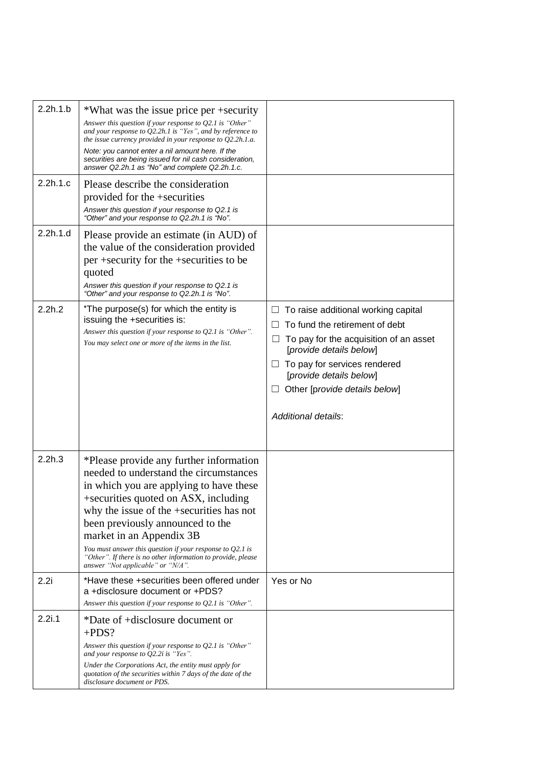| | | |
|---|---|---|
| 2.2h.1.b | *What was the issue price per +security<br>*Answer this question if your response to Q2.1 is "Other" and your response to Q2.2h.1 is "Yes", and by reference to the issue currency provided in your response to Q2.2h.1.a.*<br>*Note: you cannot enter a nil amount here. If the securities are being issued for nil cash consideration, answer Q2.2h.1 as "No" and complete Q2.2h.1.c.* | |
| 2.2h.1.c | Please describe the consideration provided for the +securities<br>*Answer this question if your response to Q2.1 is "Other" and your response to Q2.2h.1 is "No".* | |
| 2.2h.1.d | Please provide an estimate (in AUD) of the value of the consideration provided per +security for the +securities to be quoted<br>*Answer this question if your response to Q2.1 is "Other" and your response to Q2.2h.1 is "No".* | |
| 2.2h.2 | *The purpose(s) for which the entity is issuing the +securities is:<br>*Answer this question if your response to Q2.1 is "Other".*<br>*You may select one or more of the items in the list.* | ☐ To raise additional working capital<br>☐ To fund the retirement of debt<br>☐ To pay for the acquisition of an asset [*provide details below*]<br>☐ To pay for services rendered [*provide details below*]<br>☐ Other [*provide details below*]<br><br>*Additional details*: |
| 2.2h.3 | *Please provide any further information needed to understand the circumstances in which you are applying to have these +securities quoted on ASX, including why the issue of the +securities has not been previously announced to the market in an Appendix 3B<br>*You must answer this question if your response to Q2.1 is "Other". If there is no other information to provide, please answer "Not applicable" or "N/A".* | |
| 2.2i | *Have these +securities been offered under a +disclosure document or +PDS?<br>*Answer this question if your response to Q2.1 is "Other".* | Yes or No |
| 2.2i.1 | *Date of +disclosure document or +PDS?<br>*Answer this question if your response to Q2.1 is "Other" and your response to Q2.2i is "Yes".*<br>*Under the Corporations Act, the entity must apply for quotation of the securities within 7 days of the date of the disclosure document or PDS.* | |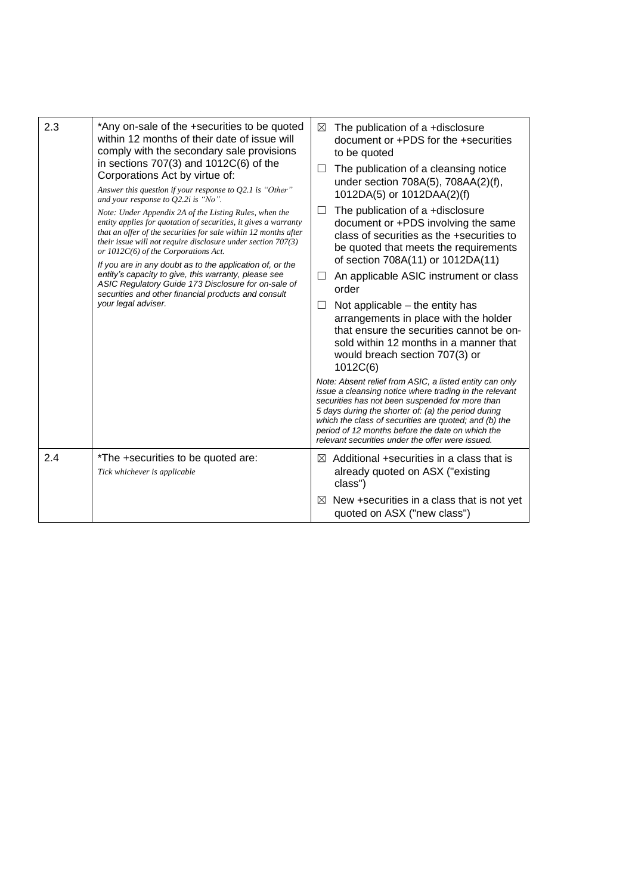| | | |
|---|---|---|
| 2.3 | *Any on-sale of the +securities to be quoted within 12 months of their date of issue will comply with the secondary sale provisions in sections 707(3) and 1012C(6) of the Corporations Act by virtue of:<br>*Answer this question if your response to Q2.1 is "Other" and your response to Q2.2i is "No".*<br>*Note: Under Appendix 2A of the Listing Rules, when the entity applies for quotation of securities, it gives a warranty that an offer of the securities for sale within 12 months after their issue will not require disclosure under section 707(3) or 1012C(6) of the Corporations Act.*<br>*If you are in any doubt as to the application of, or the entity's capacity to give, this warranty, please see ASIC Regulatory Guide 173 Disclosure for on-sale of securities and other financial products and consult your legal adviser.* | ☒ The publication of a +disclosure document or +PDS for the +securities to be quoted<br>☐ The publication of a cleansing notice under section 708A(5), 708AA(2)(f), 1012DA(5) or 1012DAA(2)(f)<br>☐ The publication of a +disclosure document or +PDS involving the same class of securities as the +securities to be quoted that meets the requirements of section 708A(11) or 1012DA(11)<br>☐ An applicable ASIC instrument or class order<br>☐ Not applicable – the entity has arrangements in place with the holder that ensure the securities cannot be on-sold within 12 months in a manner that would breach section 707(3) or 1012C(6)<br>*Note: Absent relief from ASIC, a listed entity can only issue a cleansing notice where trading in the relevant securities has not been suspended for more than 5 days during the shorter of: (a) the period during which the class of securities are quoted; and (b) the period of 12 months before the date on which the relevant securities under the offer were issued.* |
| 2.4 | *The +securities to be quoted are:<br>*Tick whichever is applicable* | ☒ Additional +securities in a class that is already quoted on ASX ("existing class")<br>☒ New +securities in a class that is not yet quoted on ASX ("new class") |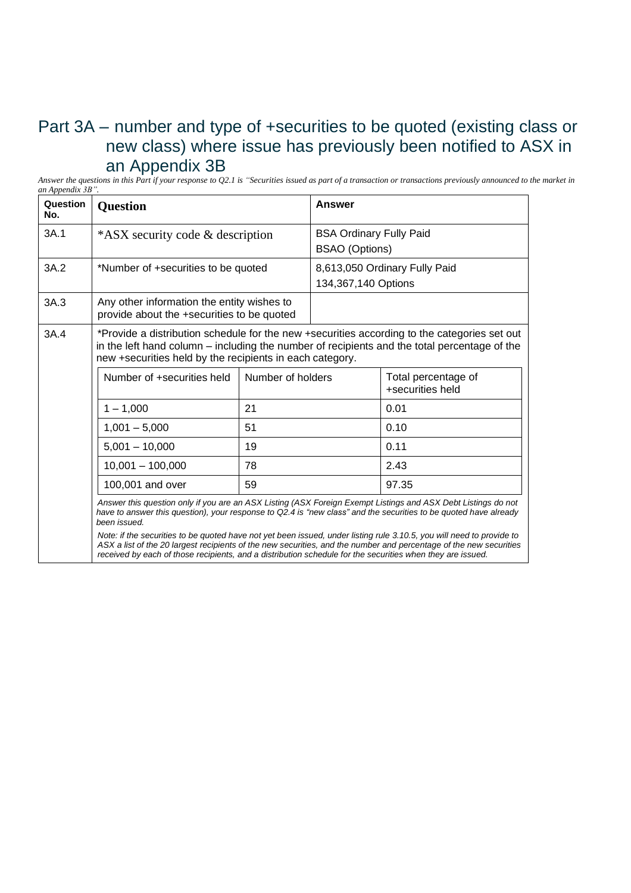# Part 3A – number and type of +securities to be quoted (existing class or new class) where issue has previously been notified to ASX in an Appendix 3B

*Answer the questions in this Part if your response to Q2.1 is "Securities issued as part of a transaction or transactions previously announced to the market in an Appendix 3B".*

| Question No. | Question | Answer |
|---|---|---|
| 3A.1 | *ASX security code & description | BSA Ordinary Fully Paid<br>BSAO (Options) |
| 3A.2 | *Number of +securities to be quoted | 8,613,050 Ordinary Fully Paid<br>134,367,140 Options |
| 3A.3 | Any other information the entity wishes to provide about the +securities to be quoted | |
| 3A.4 | *Provide a distribution schedule for the new +securities according to the categories set out in the left hand column – including the number of recipients and the total percentage of the new +securities held by the recipients in each category. | |

| Number of +securities held | Number of holders | Total percentage of +securities held |
|---|---|---|
| 1 – 1,000 | 21 | 0.01 |
| 1,001 – 5,000 | 51 | 0.10 |
| 5,001 – 10,000 | 19 | 0.11 |
| 10,001 – 100,000 | 78 | 2.43 |
| 100,001 and over | 59 | 97.35 |

*Answer this question only if you are an ASX Listing (ASX Foreign Exempt Listings and ASX Debt Listings do not have to answer this question), your response to Q2.4 is "new class" and the securities to be quoted have already been issued.*

*Note: if the securities to be quoted have not yet been issued, under listing rule 3.10.5, you will need to provide to ASX a list of the 20 largest recipients of the new securities, and the number and percentage of the new securities received by each of those recipients, and a distribution schedule for the securities when they are issued.*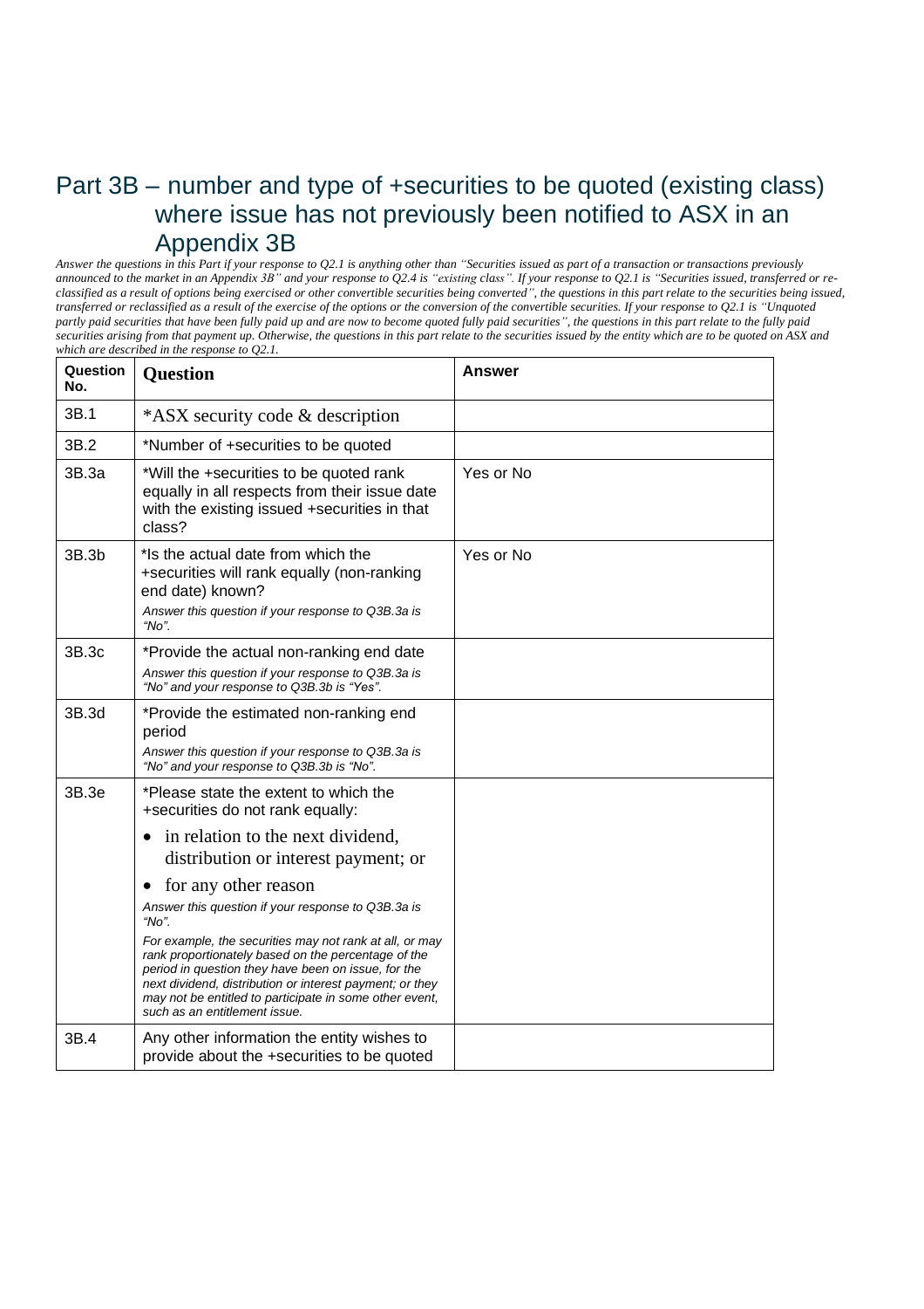## Part 3B – number and type of +securities to be quoted (existing class) where issue has not previously been notified to ASX in an Appendix 3B

*Answer the questions in this Part if your response to Q2.1 is anything other than "Securities issued as part of a transaction or transactions previously announced to the market in an Appendix 3B" and your response to Q2.4 is "existing class". If your response to Q2.1 is "Securities issued, transferred or re-classified as a result of options being exercised or other convertible securities being converted", the questions in this part relate to the securities being issued, transferred or reclassified as a result of the exercise of the options or the conversion of the convertible securities. If your response to Q2.1 is "Unquoted partly paid securities that have been fully paid up and are now to become quoted fully paid securities", the questions in this part relate to the fully paid securities arising from that payment up. Otherwise, the questions in this part relate to the securities issued by the entity which are to be quoted on ASX and which are described in the response to Q2.1.*

| Question No. | Question | Answer |
|---|---|---|
| 3B.1 | *ASX security code & description | |
| 3B.2 | *Number of +securities to be quoted | |
| 3B.3a | *Will the +securities to be quoted rank equally in all respects from their issue date with the existing issued +securities in that class? | Yes or No |
| 3B.3b | *Is the actual date from which the +securities will rank equally (non-ranking end date) known?<br>*Answer this question if your response to Q3B.3a is "No".* | Yes or No |
| 3B.3c | *Provide the actual non-ranking end date<br>*Answer this question if your response to Q3B.3a is "No" and your response to Q3B.3b is "Yes".* | |
| 3B.3d | *Provide the estimated non-ranking end period<br>*Answer this question if your response to Q3B.3a is "No" and your response to Q3B.3b is "No".* | |
| 3B.3e | *Please state the extent to which the +securities do not rank equally:<br>• in relation to the next dividend, distribution or interest payment; or<br>• for any other reason<br>*Answer this question if your response to Q3B.3a is "No".*<br>*For example, the securities may not rank at all, or may rank proportionately based on the percentage of the period in question they have been on issue, for the next dividend, distribution or interest payment; or they may not be entitled to participate in some other event, such as an entitlement issue.* | |
| 3B.4 | Any other information the entity wishes to provide about the +securities to be quoted | |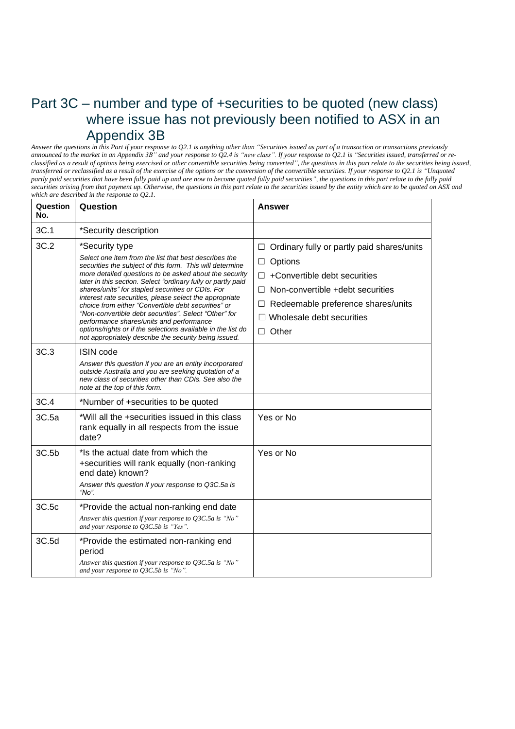## Part 3C – number and type of +securities to be quoted (new class) where issue has not previously been notified to ASX in an Appendix 3B

*Answer the questions in this Part if your response to Q2.1 is anything other than "Securities issued as part of a transaction or transactions previously announced to the market in an Appendix 3B" and your response to Q2.4 is "new class". If your response to Q2.1 is "Securities issued, transferred or re-classified as a result of options being exercised or other convertible securities being converted", the questions in this part relate to the securities being issued, transferred or reclassified as a result of the exercise of the options or the conversion of the convertible securities. If your response to Q2.1 is "Unquoted partly paid securities that have been fully paid up and are now to become quoted fully paid securities", the questions in this part relate to the fully paid securities arising from that payment up. Otherwise, the questions in this part relate to the securities issued by the entity which are to be quoted on ASX and which are described in the response to Q2.1.*

| Question No. | Question | Answer |
|---|---|---|
| 3C.1 | *Security description | |
| 3C.2 | *Security type<br>*Select one item from the list that best describes the securities the subject of this form. This will determine more detailed questions to be asked about the security later in this section. Select "ordinary fully or partly paid shares/units" for stapled securities or CDIs. For interest rate securities, please select the appropriate choice from either "Convertible debt securities" or "Non-convertible debt securities". Select "Other" for performance shares/units and performance options/rights or if the selections available in the list do not appropriately describe the security being issued.* | ☐ Ordinary fully or partly paid shares/units<br>☐ Options<br>☐ +Convertible debt securities<br>☐ Non-convertible +debt securities<br>☐ Redeemable preference shares/units<br>☐ Wholesale debt securities<br>☐ Other |
| 3C.3 | ISIN code<br>*Answer this question if you are an entity incorporated outside Australia and you are seeking quotation of a new class of securities other than CDIs. See also the note at the top of this form.* | |
| 3C.4 | *Number of +securities to be quoted | |
| 3C.5a | *Will all the +securities issued in this class rank equally in all respects from the issue date? | Yes or No |
| 3C.5b | *Is the actual date from which the +securities will rank equally (non-ranking end date) known?<br>*Answer this question if your response to Q3C.5a is "No".* | Yes or No |
| 3C.5c | *Provide the actual non-ranking end date<br>*Answer this question if your response to Q3C.5a is "No" and your response to Q3C.5b is "Yes".* | |
| 3C.5d | *Provide the estimated non-ranking end period<br>*Answer this question if your response to Q3C.5a is "No" and your response to Q3C.5b is "No".* | |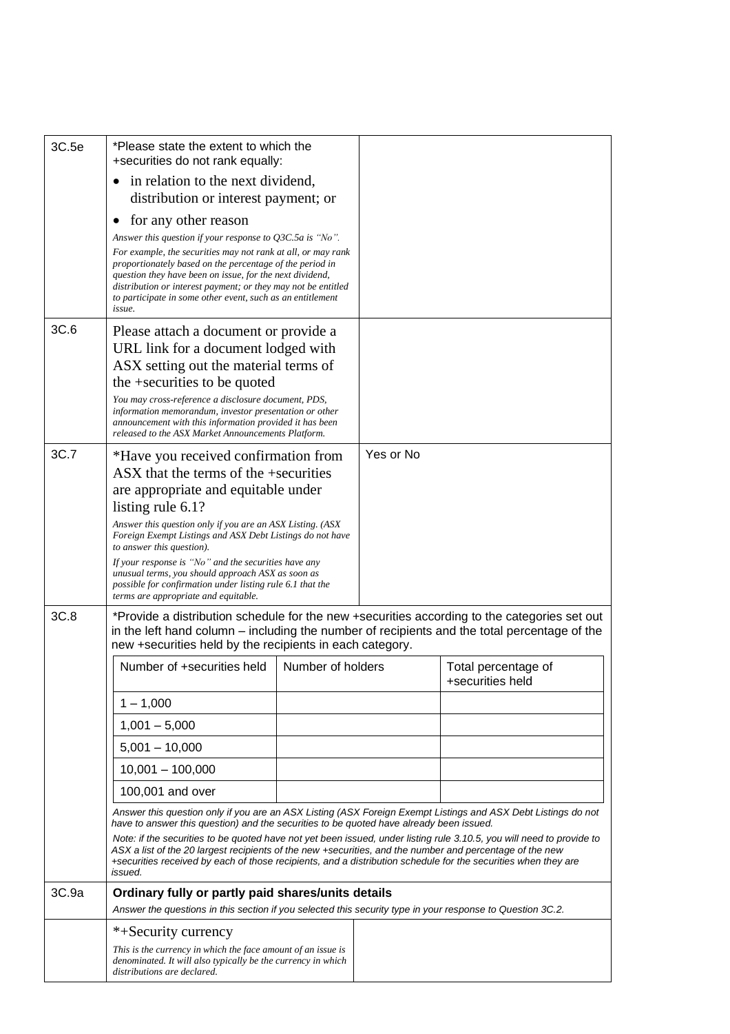| | | |
|---|---|---|
| 3C.5e | *Please state the extent to which the +securities do not rank equally:<br>• in relation to the next dividend, distribution or interest payment; or<br>• for any other reason<br>*Answer this question if your response to Q3C.5a is "No".*<br>*For example, the securities may not rank at all, or may rank proportionately based on the percentage of the period in question they have been on issue, for the next dividend, distribution or interest payment; or they may not be entitled to participate in some other event, such as an entitlement issue.* | |
| 3C.6 | Please attach a document or provide a URL link for a document lodged with ASX setting out the material terms of the +securities to be quoted<br>*You may cross-reference a disclosure document, PDS, information memorandum, investor presentation or other announcement with this information provided it has been released to the ASX Market Announcements Platform.* | |
| 3C.7 | *Have you received confirmation from ASX that the terms of the +securities are appropriate and equitable under listing rule 6.1?<br>*Answer this question only if you are an ASX Listing. (ASX Foreign Exempt Listings and ASX Debt Listings do not have to answer this question).*<br>*If your response is "No" and the securities have any unusual terms, you should approach ASX as soon as possible for confirmation under listing rule 6.1 that the terms are appropriate and equitable.* | Yes or No |

**3C.8** *Provide a distribution schedule for the new +securities according to the categories set out in the left hand column – including the number of recipients and the total percentage of the new +securities held by the recipients in each category.

| Number of +securities held | Number of holders | Total percentage of +securities held |
|---|---|---|
| 1 – 1,000 | | |
| 1,001 – 5,000 | | |
| 5,001 – 10,000 | | |
| 10,001 – 100,000 | | |
| 100,001 and over | | |

*Answer this question only if you are an ASX Listing (ASX Foreign Exempt Listings and ASX Debt Listings do not have to answer this question) and the securities to be quoted have already been issued.*

*Note: if the securities to be quoted have not yet been issued, under listing rule 3.10.5, you will need to provide to ASX a list of the 20 largest recipients of the new +securities, and the number and percentage of the new +securities received by each of those recipients, and a distribution schedule for the securities when they are issued.*

**3C.9a Ordinary fully or partly paid shares/units details**

*Answer the questions in this section if you selected this security type in your response to Question 3C.2.*

| | |
|---|---|
| *+Security currency<br>*This is the currency in which the face amount of an issue is denominated. It will also typically be the currency in which distributions are declared.* | |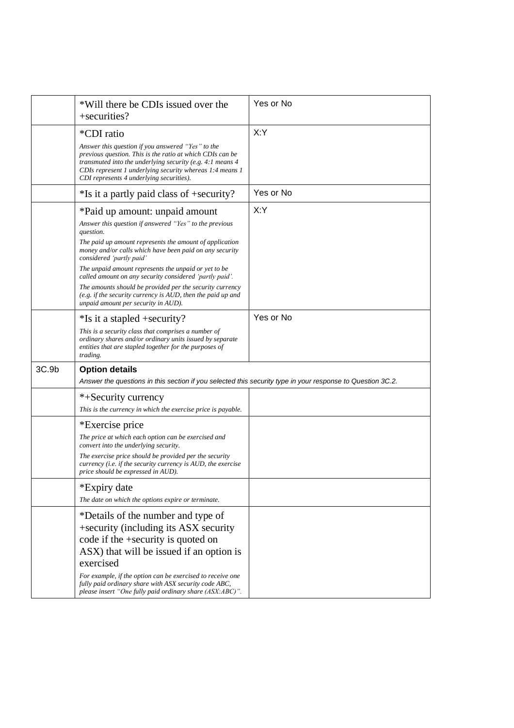| | | |
|---|---|---|
| | *Will there be CDIs issued over the +securities? | Yes or No |
| | *CDI ratio<br>*Answer this question if you answered "Yes" to the previous question. This is the ratio at which CDIs can be transmuted into the underlying security (e.g. 4:1 means 4 CDIs represent 1 underlying security whereas 1:4 means 1 CDI represents 4 underlying securities).* | X:Y |
| | *Is it a partly paid class of +security? | Yes or No |
| | *Paid up amount: unpaid amount<br>*Answer this question if answered "Yes" to the previous question.*<br>*The paid up amount represents the amount of application money and/or calls which have been paid on any security considered 'partly paid'*<br>*The unpaid amount represents the unpaid or yet to be called amount on any security considered 'partly paid'.*<br>*The amounts should be provided per the security currency (e.g. if the security currency is AUD, then the paid up and unpaid amount per security in AUD).* | X:Y |
| | *Is it a stapled +security?<br>*This is a security class that comprises a number of ordinary shares and/or ordinary units issued by separate entities that are stapled together for the purposes of trading.* | Yes or No |
| 3C.9b | **Option details**<br>*Answer the questions in this section if you selected this security type in your response to Question 3C.2.* | |
| | *+Security currency<br>*This is the currency in which the exercise price is payable.* | |
| | *Exercise price<br>*The price at which each option can be exercised and convert into the underlying security.*<br>*The exercise price should be provided per the security currency (i.e. if the security currency is AUD, the exercise price should be expressed in AUD).* | |
| | *Expiry date<br>*The date on which the options expire or terminate.* | |
| | *Details of the number and type of +security (including its ASX security code if the +security is quoted on ASX) that will be issued if an option is exercised<br>*For example, if the option can be exercised to receive one fully paid ordinary share with ASX security code ABC, please insert "One fully paid ordinary share (ASX:ABC)".* | |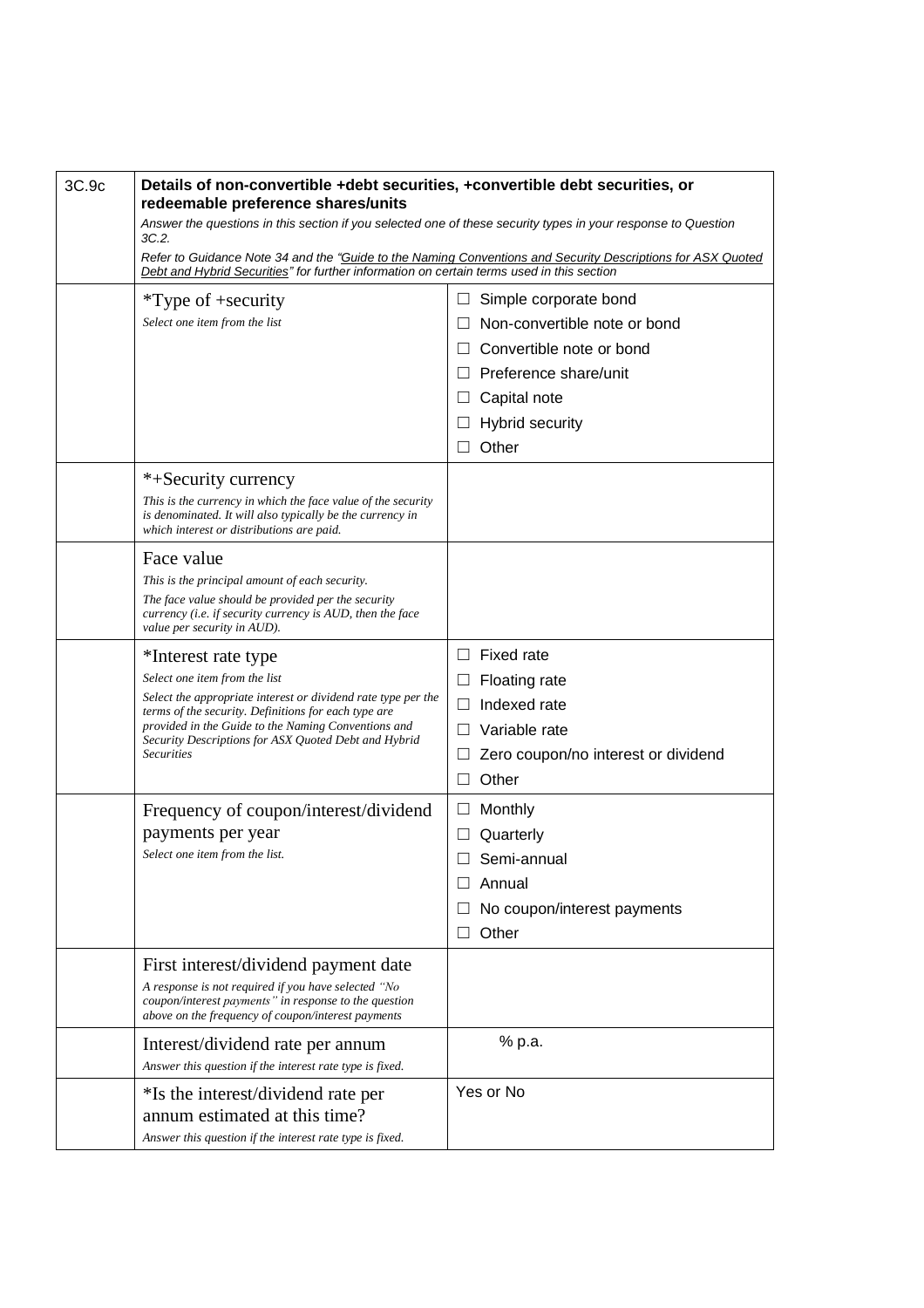| 3C.9c | **Details of non-convertible +debt securities, +convertible debt securities, or redeemable preference shares/units**<br>*Answer the questions in this section if you selected one of these security types in your response to Question 3C.2.*<br>*Refer to Guidance Note 34 and the "Guide to the Naming Conventions and Security Descriptions for ASX Quoted Debt and Hybrid Securities" for further information on certain terms used in this section* | |
|---|---|---|
| | *Type of +security<br>*Select one item from the list* | ☐ Simple corporate bond<br>☐ Non-convertible note or bond<br>☐ Convertible note or bond<br>☐ Preference share/unit<br>☐ Capital note<br>☐ Hybrid security<br>☐ Other |
| | *+Security currency<br>*This is the currency in which the face value of the security is denominated. It will also typically be the currency in which interest or distributions are paid.* | |
| | Face value<br>*This is the principal amount of each security.*<br>*The face value should be provided per the security currency (i.e. if security currency is AUD, then the face value per security in AUD).* | |
| | *Interest rate type<br>*Select one item from the list*<br>*Select the appropriate interest or dividend rate type per the terms of the security. Definitions for each type are provided in the Guide to the Naming Conventions and Security Descriptions for ASX Quoted Debt and Hybrid Securities* | ☐ Fixed rate<br>☐ Floating rate<br>☐ Indexed rate<br>☐ Variable rate<br>☐ Zero coupon/no interest or dividend<br>☐ Other |
| | Frequency of coupon/interest/dividend payments per year<br>*Select one item from the list.* | ☐ Monthly<br>☐ Quarterly<br>☐ Semi-annual<br>☐ Annual<br>☐ No coupon/interest payments<br>☐ Other |
| | First interest/dividend payment date<br>*A response is not required if you have selected "No coupon/interest payments" in response to the question above on the frequency of coupon/interest payments* | |
| | Interest/dividend rate per annum<br>*Answer this question if the interest rate type is fixed.* | % p.a. |
| | *Is the interest/dividend rate per annum estimated at this time?<br>*Answer this question if the interest rate type is fixed.* | Yes or No |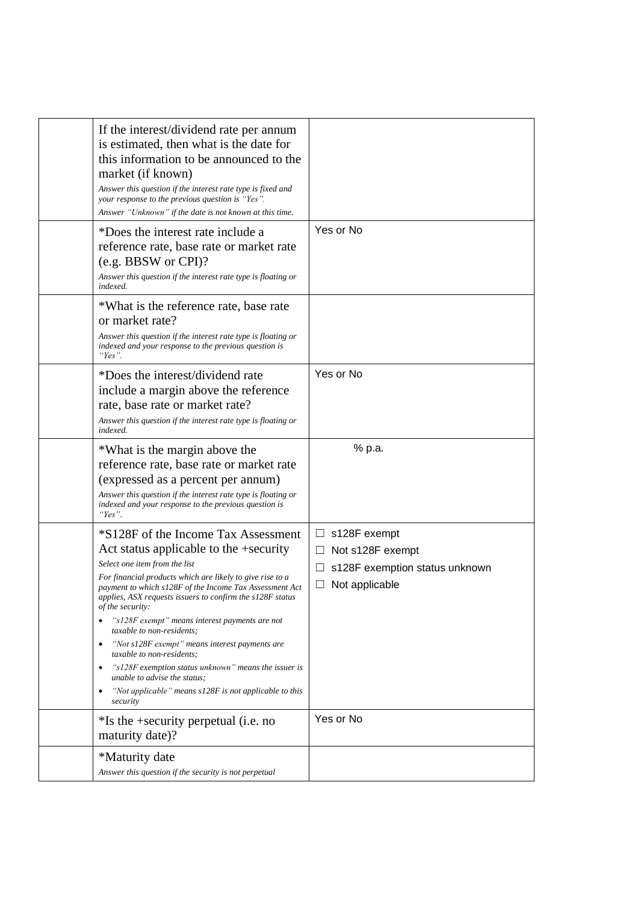| | | |
|---|---|---|
| | If the interest/dividend rate per annum is estimated, then what is the date for this information to be announced to the market (if known)<br>*Answer this question if the interest rate type is fixed and your response to the previous question is "Yes".*<br>*Answer "Unknown" if the date is not known at this time.* | |
| | *Does the interest rate include a reference rate, base rate or market rate (e.g. BBSW or CPI)?<br>*Answer this question if the interest rate type is floating or indexed.* | Yes or No |
| | *What is the reference rate, base rate or market rate?<br>*Answer this question if the interest rate type is floating or indexed and your response to the previous question is "Yes".* | |
| | *Does the interest/dividend rate include a margin above the reference rate, base rate or market rate?<br>*Answer this question if the interest rate type is floating or indexed.* | Yes or No |
| | *What is the margin above the reference rate, base rate or market rate (expressed as a percent per annum)<br>*Answer this question if the interest rate type is floating or indexed and your response to the previous question is "Yes".* | % p.a. |
| | *S128F of the Income Tax Assessment Act status applicable to the +security<br>*Select one item from the list*<br>*For financial products which are likely to give rise to a payment to which s128F of the Income Tax Assessment Act applies, ASX requests issuers to confirm the s128F status of the security:*<br>• *"s128F exempt" means interest payments are not taxable to non-residents;*<br>• *"Not s128F exempt" means interest payments are taxable to non-residents;*<br>• *"s128F exemption status unknown" means the issuer is unable to advise the status;*<br>• *"Not applicable" means s128F is not applicable to this security* | ☐ s128F exempt<br>☐ Not s128F exempt<br>☐ s128F exemption status unknown<br>☐ Not applicable |
| | *Is the +security perpetual (i.e. no maturity date)? | Yes or No |
| | *Maturity date<br>*Answer this question if the security is not perpetual* | |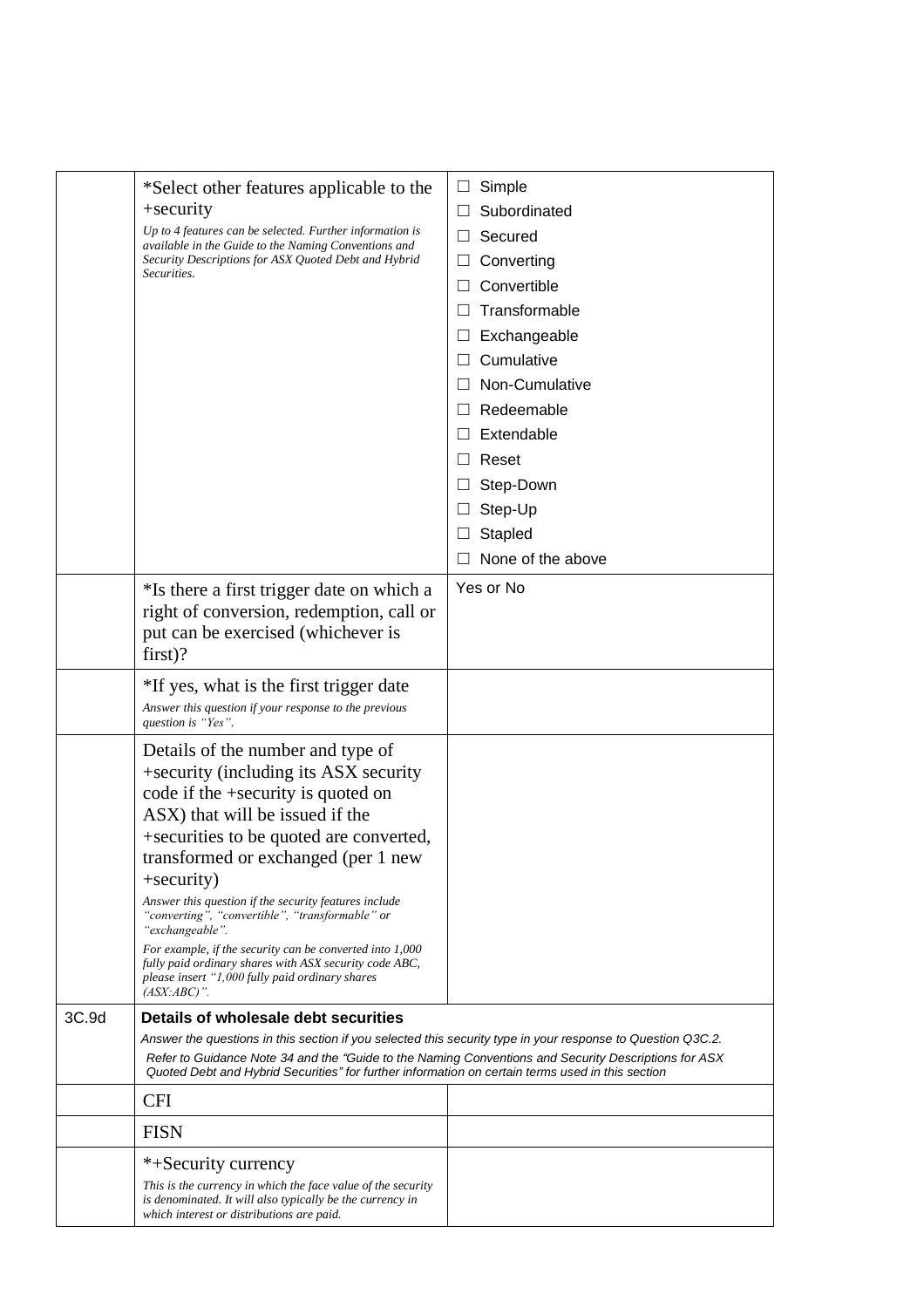| | | |
|---|---|---|
| | *Select other features applicable to the +security<br>*Up to 4 features can be selected. Further information is available in the Guide to the Naming Conventions and Security Descriptions for ASX Quoted Debt and Hybrid Securities.* | ☐ Simple<br>☐ Subordinated<br>☐ Secured<br>☐ Converting<br>☐ Convertible<br>☐ Transformable<br>☐ Exchangeable<br>☐ Cumulative<br>☐ Non-Cumulative<br>☐ Redeemable<br>☐ Extendable<br>☐ Reset<br>☐ Step-Down<br>☐ Step-Up<br>☐ Stapled<br>☐ None of the above |
| | *Is there a first trigger date on which a right of conversion, redemption, call or put can be exercised (whichever is first)? | Yes or No |
| | *If yes, what is the first trigger date<br>*Answer this question if your response to the previous question is "Yes".* | |
| | Details of the number and type of +security (including its ASX security code if the +security is quoted on ASX) that will be issued if the +securities to be quoted are converted, transformed or exchanged (per 1 new +security)<br>*Answer this question if the security features include "converting", "convertible", "transformable" or "exchangeable".*<br>*For example, if the security can be converted into 1,000 fully paid ordinary shares with ASX security code ABC, please insert "1,000 fully paid ordinary shares (ASX:ABC)".* | |
| 3C.9d | **Details of wholesale debt securities**<br>*Answer the questions in this section if you selected this security type in your response to Question Q3C.2.*<br>*Refer to Guidance Note 34 and the "Guide to the Naming Conventions and Security Descriptions for ASX Quoted Debt and Hybrid Securities" for further information on certain terms used in this section* | |
| | CFI | |
| | FISN | |
| | *+Security currency<br>*This is the currency in which the face value of the security is denominated. It will also typically be the currency in which interest or distributions are paid.* | |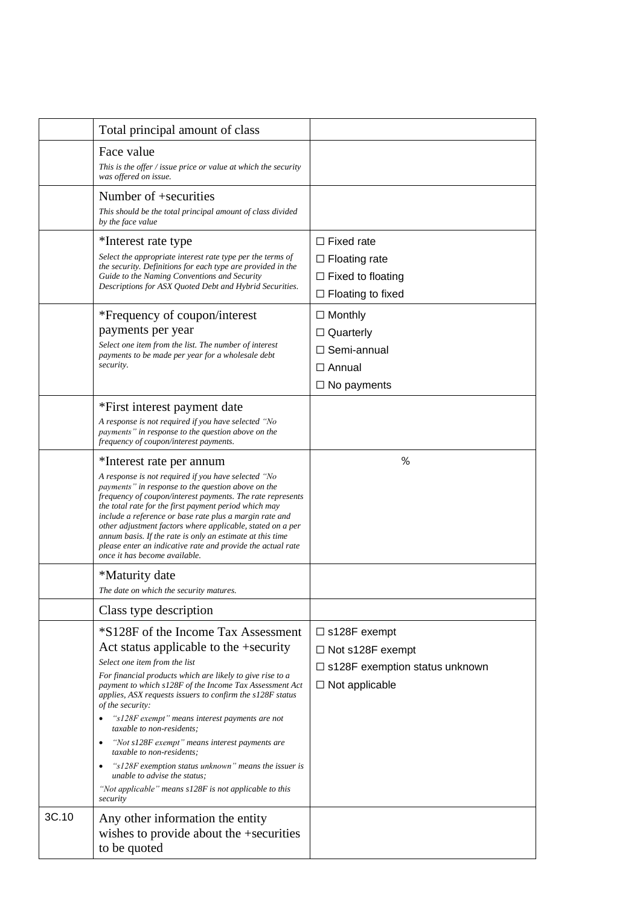| | | |
|---|---|---|
| | Total principal amount of class | |
| | Face value<br>*This is the offer / issue price or value at which the security was offered on issue.* | |
| | Number of +securities<br>*This should be the total principal amount of class divided by the face value* | |
| | *Interest rate type<br>*Select the appropriate interest rate type per the terms of the security. Definitions for each type are provided in the Guide to the Naming Conventions and Security Descriptions for ASX Quoted Debt and Hybrid Securities.* | ☐ Fixed rate<br>☐ Floating rate<br>☐ Fixed to floating<br>☐ Floating to fixed |
| | *Frequency of coupon/interest payments per year<br>*Select one item from the list. The number of interest payments to be made per year for a wholesale debt security.* | ☐ Monthly<br>☐ Quarterly<br>☐ Semi-annual<br>☐ Annual<br>☐ No payments |
| | *First interest payment date<br>*A response is not required if you have selected "No payments" in response to the question above on the frequency of coupon/interest payments.* | |
| | *Interest rate per annum<br>*A response is not required if you have selected "No payments" in response to the question above on the frequency of coupon/interest payments. The rate represents the total rate for the first payment period which may include a reference or base rate plus a margin rate and other adjustment factors where applicable, stated on a per annum basis. If the rate is only an estimate at this time please enter an indicative rate and provide the actual rate once it has become available.* | % |
| | *Maturity date<br>*The date on which the security matures.* | |
| | Class type description | |
| | *S128F of the Income Tax Assessment Act status applicable to the +security<br>*Select one item from the list*<br>*For financial products which are likely to give rise to a payment to which s128F of the Income Tax Assessment Act applies, ASX requests issuers to confirm the s128F status of the security:*<br>• *"s128F exempt" means interest payments are not taxable to non-residents;*<br>• *"Not s128F exempt" means interest payments are taxable to non-residents;*<br>• *"s128F exemption status unknown" means the issuer is unable to advise the status;*<br>*"Not applicable" means s128F is not applicable to this security* | ☐ s128F exempt<br>☐ Not s128F exempt<br>☐ s128F exemption status unknown<br>☐ Not applicable |
| 3C.10 | Any other information the entity wishes to provide about the +securities to be quoted | |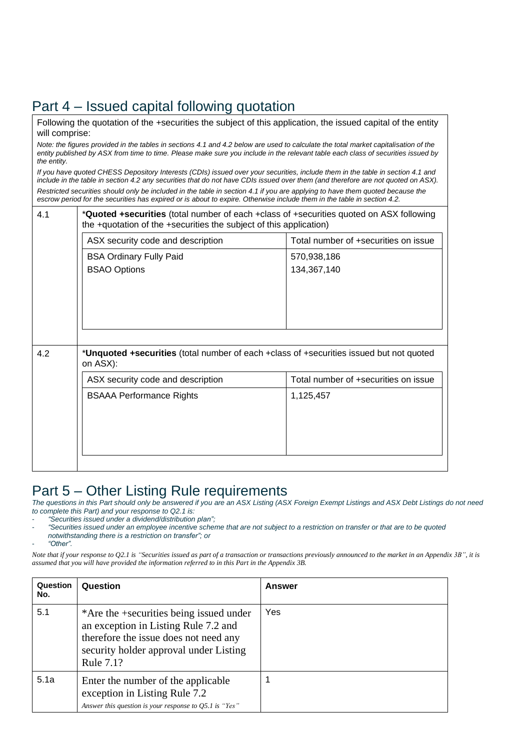## Part 4 – Issued capital following quotation

Following the quotation of the +securities the subject of this application, the issued capital of the entity will comprise:

*Note: the figures provided in the tables in sections 4.1 and 4.2 below are used to calculate the total market capitalisation of the entity published by ASX from time to time. Please make sure you include in the relevant table each class of securities issued by the entity.*

*If you have quoted CHESS Depository Interests (CDIs) issued over your securities, include them in the table in section 4.1 and include in the table in section 4.2 any securities that do not have CDIs issued over them (and therefore are not quoted on ASX).*

*Restricted securities should only be included in the table in section 4.1 if you are applying to have them quoted because the escrow period for the securities has expired or is about to expire. Otherwise include them in the table in section 4.2.*

**4.1** *__Quoted +securities__ (total number of each +class of +securities quoted on ASX following the +quotation of the +securities the subject of this application)

| ASX security code and description | Total number of +securities on issue |
|---|---|
| BSA Ordinary Fully Paid | 570,938,186 |
| BSAO Options | 134,367,140 |

**4.2** *__Unquoted +securities__ (total number of each +class of +securities issued but not quoted on ASX):

| ASX security code and description | Total number of +securities on issue |
|---|---|
| BSAAA Performance Rights | 1,125,457 |

## Part 5 – Other Listing Rule requirements

*The questions in this Part should only be answered if you are an ASX Listing (ASX Foreign Exempt Listings and ASX Debt Listings do not need to complete this Part) and your response to Q2.1 is:*

- *"Securities issued under a dividend/distribution plan";*
- *"Securities issued under an employee incentive scheme that are not subject to a restriction on transfer or that are to be quoted notwithstanding there is a restriction on transfer"; or*
- *"Other".*

*Note that if your response to Q2.1 is "Securities issued as part of a transaction or transactions previously announced to the market in an Appendix 3B", it is assumed that you will have provided the information referred to in this Part in the Appendix 3B.*

| Question No. | Question | Answer |
|---|---|---|
| 5.1 | *Are the +securities being issued under an exception in Listing Rule 7.2 and therefore the issue does not need any security holder approval under Listing Rule 7.1? | Yes |
| 5.1a | Enter the number of the applicable exception in Listing Rule 7.2<br>*Answer this question is your response to Q5.1 is "Yes"* | 1 |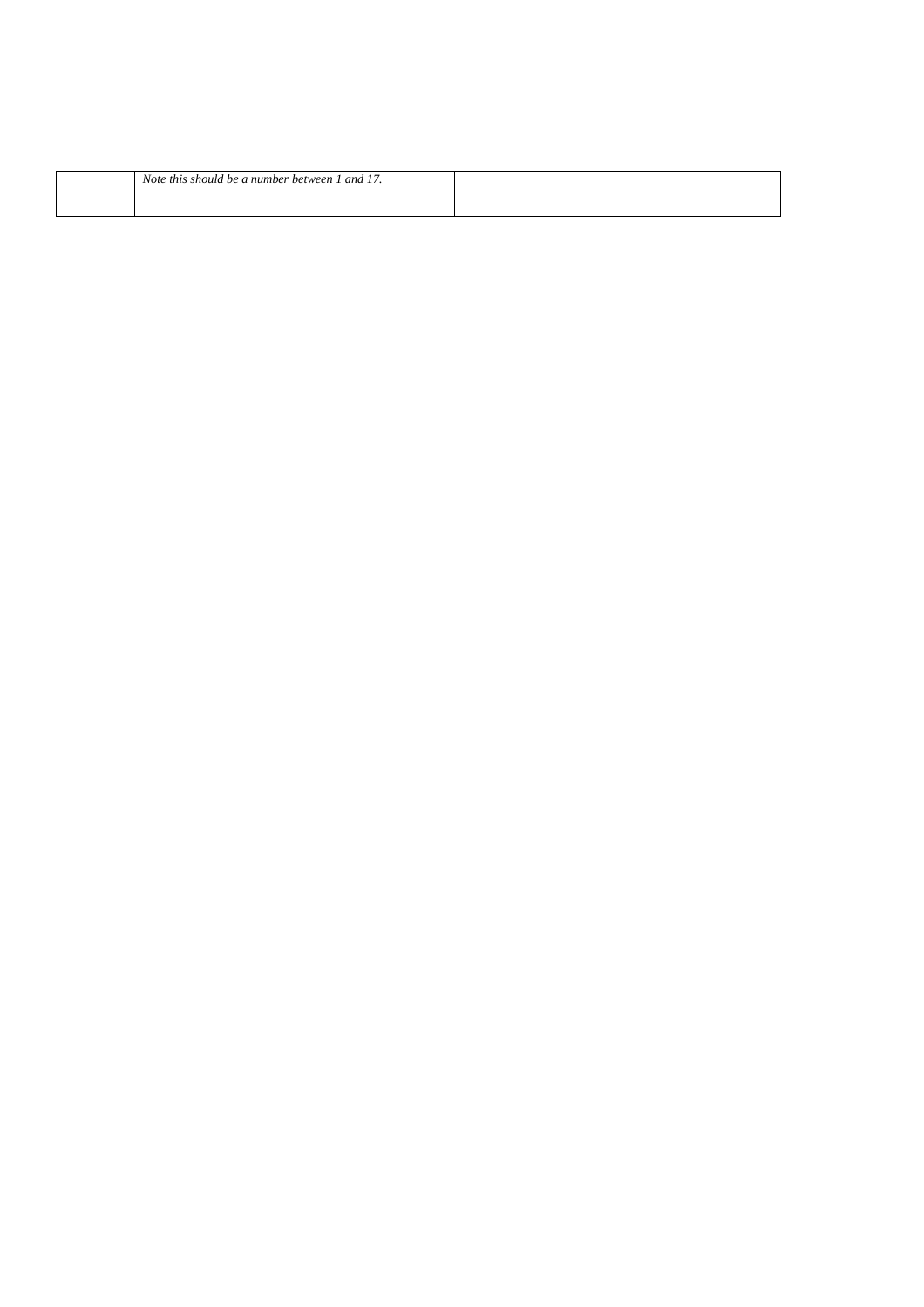|  | *Note this should be a number between 1 and 17.* |  |
|---|---|---|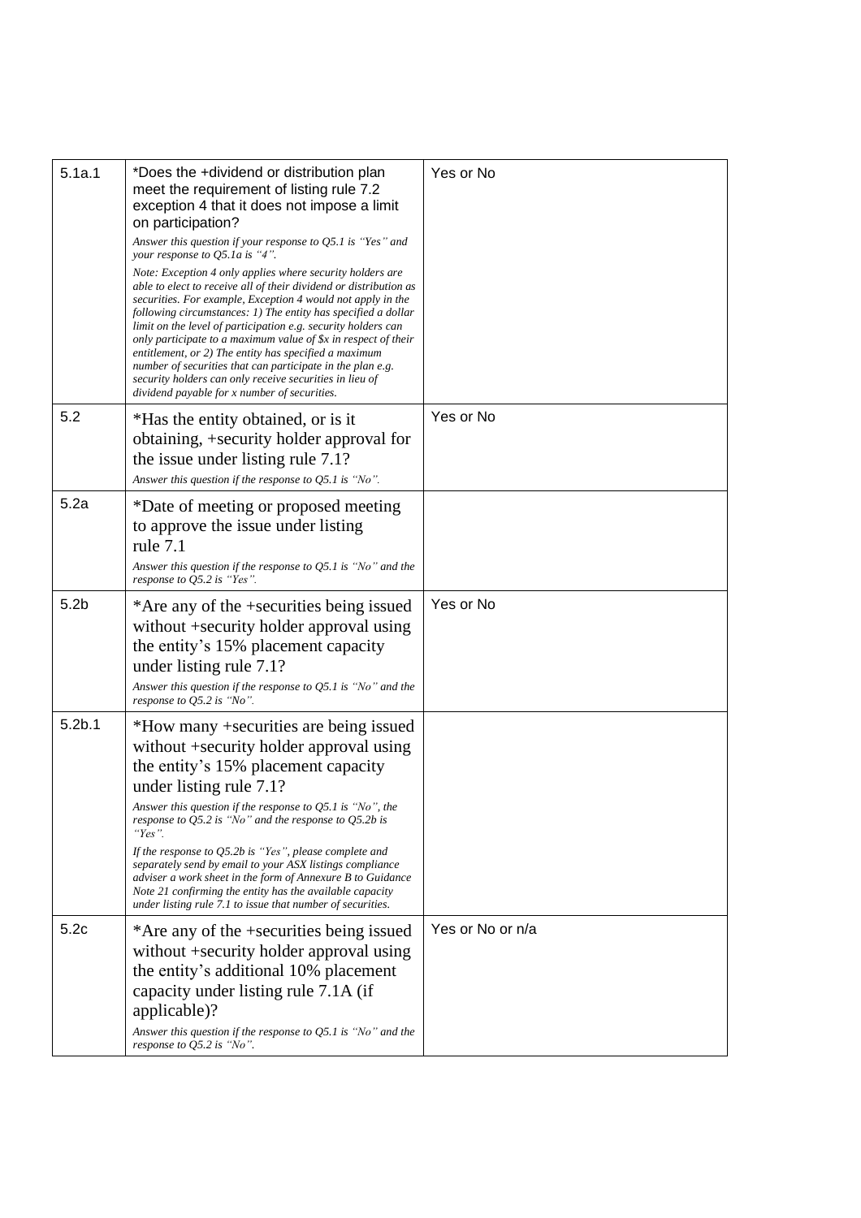| | | |
|---|---|---|
| 5.1a.1 | *Does the +dividend or distribution plan meet the requirement of listing rule 7.2 exception 4 that it does not impose a limit on participation?<br>*Answer this question if your response to Q5.1 is "Yes" and your response to Q5.1a is "4".*<br>*Note: Exception 4 only applies where security holders are able to elect to receive all of their dividend or distribution as securities. For example, Exception 4 would not apply in the following circumstances: 1) The entity has specified a dollar limit on the level of participation e.g. security holders can only participate to a maximum value of $x in respect of their entitlement, or 2) The entity has specified a maximum number of securities that can participate in the plan e.g. security holders can only receive securities in lieu of dividend payable for x number of securities.* | Yes or No |
| 5.2 | *Has the entity obtained, or is it obtaining, +security holder approval for the issue under listing rule 7.1?<br>*Answer this question if the response to Q5.1 is "No".* | Yes or No |
| 5.2a | *Date of meeting or proposed meeting to approve the issue under listing rule 7.1<br>*Answer this question if the response to Q5.1 is "No" and the response to Q5.2 is "Yes".* | |
| 5.2b | *Are any of the +securities being issued without +security holder approval using the entity's 15% placement capacity under listing rule 7.1?<br>*Answer this question if the response to Q5.1 is "No" and the response to Q5.2 is "No".* | Yes or No |
| 5.2b.1 | *How many +securities are being issued without +security holder approval using the entity's 15% placement capacity under listing rule 7.1?<br>*Answer this question if the response to Q5.1 is "No", the response to Q5.2 is "No" and the response to Q5.2b is "Yes".*<br>*If the response to Q5.2b is "Yes", please complete and separately send by email to your ASX listings compliance adviser a work sheet in the form of Annexure B to Guidance Note 21 confirming the entity has the available capacity under listing rule 7.1 to issue that number of securities.* | |
| 5.2c | *Are any of the +securities being issued without +security holder approval using the entity's additional 10% placement capacity under listing rule 7.1A (if applicable)?<br>*Answer this question if the response to Q5.1 is "No" and the response to Q5.2 is "No".* | Yes or No or n/a |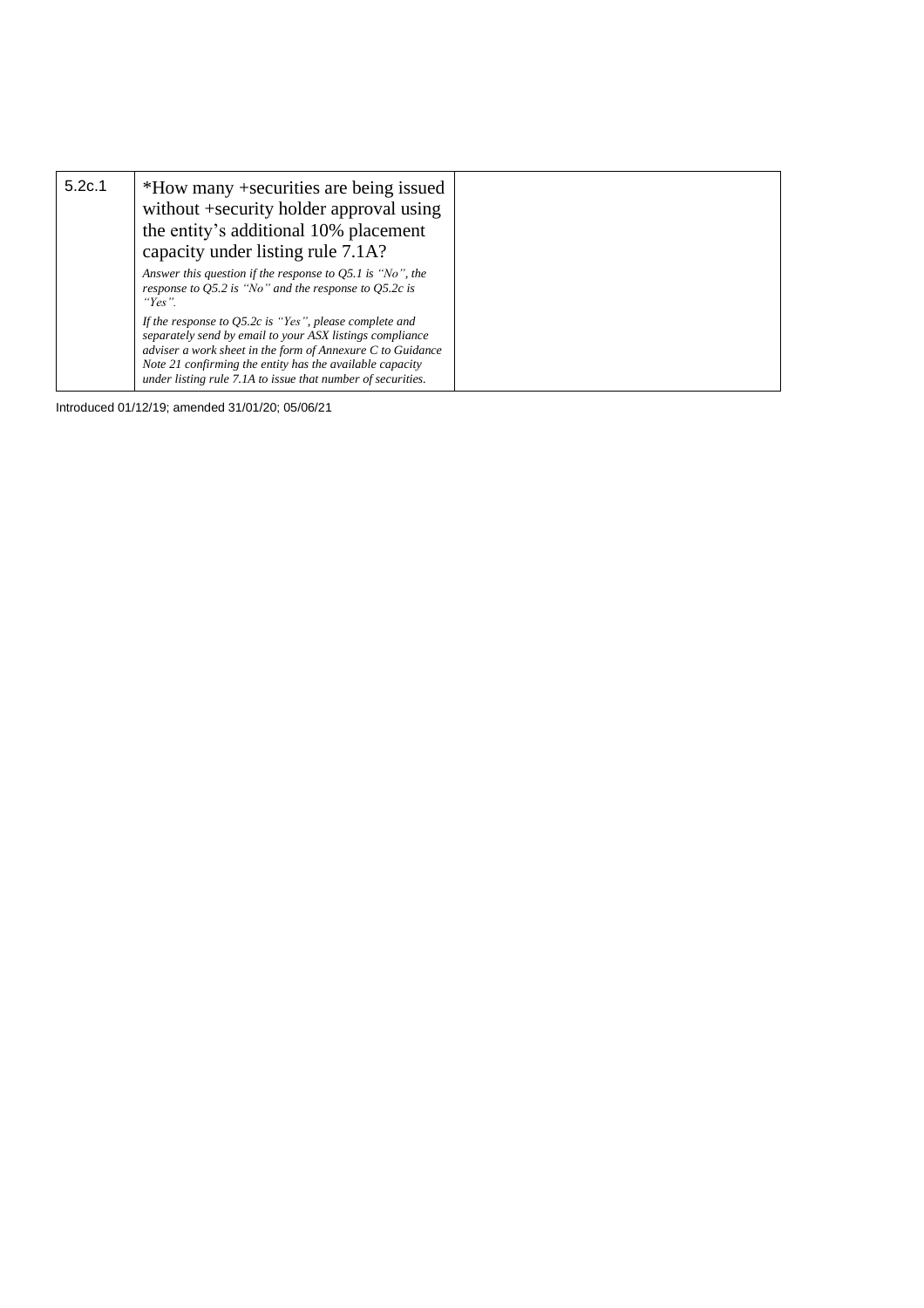| 5.2c.1 | *How many +securities are being issued without +security holder approval using the entity's additional 10% placement capacity under listing rule 7.1A?<br><br>*Answer this question if the response to Q5.1 is "No", the response to Q5.2 is "No" and the response to Q5.2c is "Yes".*<br><br>*If the response to Q5.2c is "Yes", please complete and separately send by email to your ASX listings compliance adviser a work sheet in the form of Annexure C to Guidance Note 21 confirming the entity has the available capacity under listing rule 7.1A to issue that number of securities.* | |
|---|---|---|

Introduced 01/12/19; amended 31/01/20; 05/06/21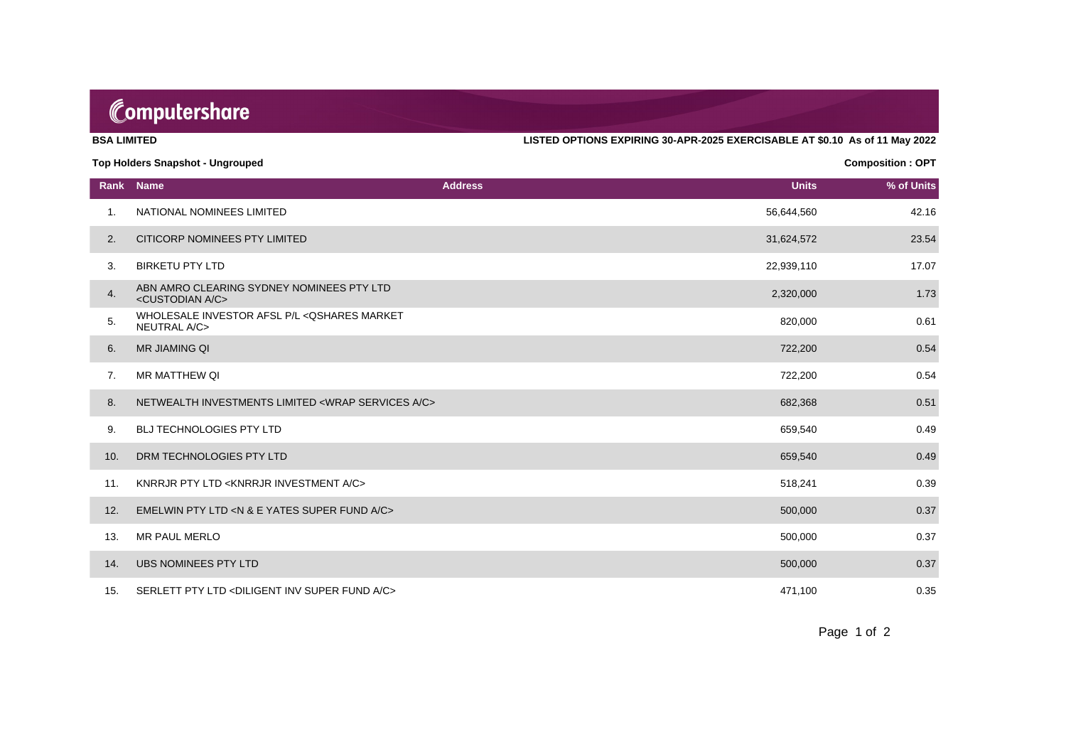Computershare

**BSA LIMITED** **LISTED OPTIONS EXPIRING 30-APR-2025 EXERCISABLE AT $0.10 As of 11 May 2022**

**Top Holders Snapshot - Ungrouped** **Composition : OPT**

| Rank | Name | Address | Units | % of Units |
|---|---|---|---|---|
| 1. | NATIONAL NOMINEES LIMITED | | 56,644,560 | 42.16 |
| 2. | CITICORP NOMINEES PTY LIMITED | | 31,624,572 | 23.54 |
| 3. | BIRKETU PTY LTD | | 22,939,110 | 17.07 |
| 4. | ABN AMRO CLEARING SYDNEY NOMINEES PTY LTD <CUSTODIAN A/C> | | 2,320,000 | 1.73 |
| 5. | WHOLESALE INVESTOR AFSL P/L <QSHARES MARKET NEUTRAL A/C> | | 820,000 | 0.61 |
| 6. | MR JIAMING QI | | 722,200 | 0.54 |
| 7. | MR MATTHEW QI | | 722,200 | 0.54 |
| 8. | NETWEALTH INVESTMENTS LIMITED <WRAP SERVICES A/C> | | 682,368 | 0.51 |
| 9. | BLJ TECHNOLOGIES PTY LTD | | 659,540 | 0.49 |
| 10. | DRM TECHNOLOGIES PTY LTD | | 659,540 | 0.49 |
| 11. | KNRRJR PTY LTD <KNRRJR INVESTMENT A/C> | | 518,241 | 0.39 |
| 12. | EMELWIN PTY LTD <N & E YATES SUPER FUND A/C> | | 500,000 | 0.37 |
| 13. | MR PAUL MERLO | | 500,000 | 0.37 |
| 14. | UBS NOMINEES PTY LTD | | 500,000 | 0.37 |
| 15. | SERLETT PTY LTD <DILIGENT INV SUPER FUND A/C> | | 471,100 | 0.35 |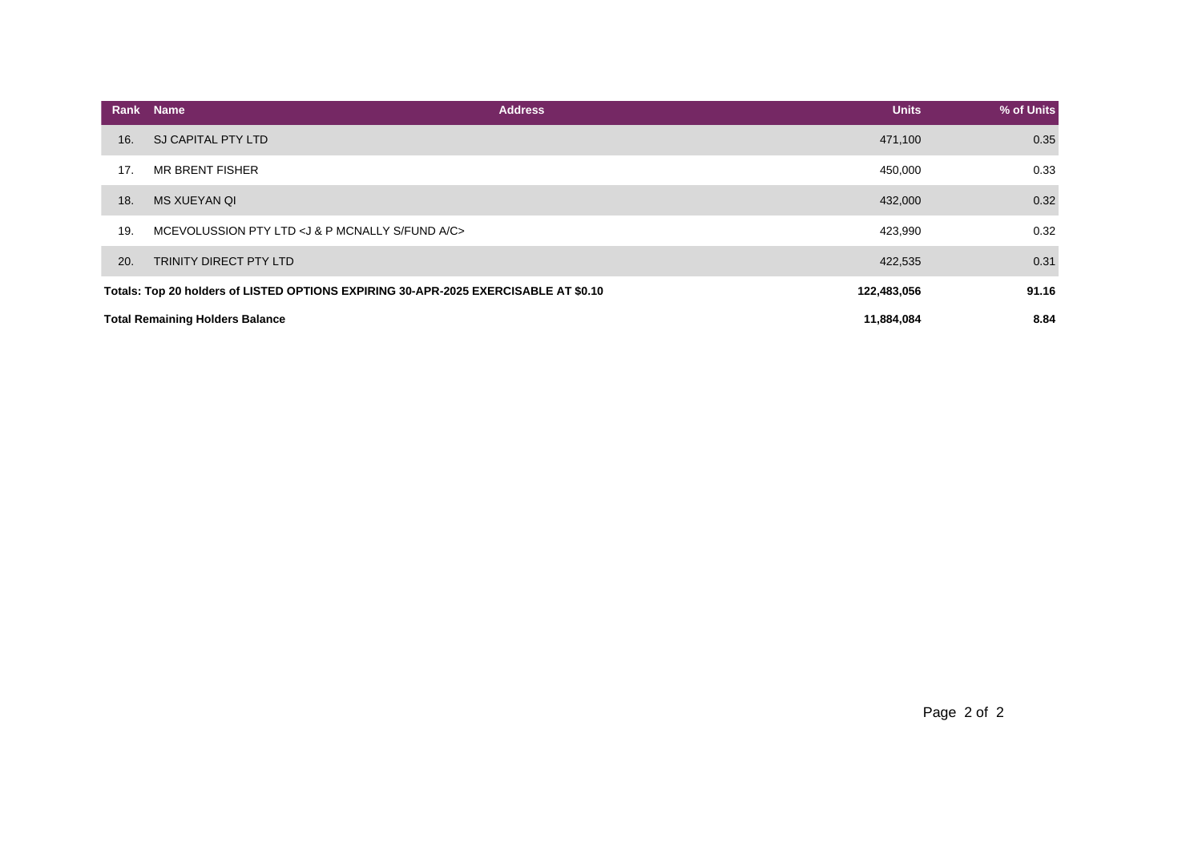| Rank | Name | Address | Units | % of Units |
|---|---|---|---|---|
| 16. | SJ CAPITAL PTY LTD | | 471,100 | 0.35 |
| 17. | MR BRENT FISHER | | 450,000 | 0.33 |
| 18. | MS XUEYAN QI | | 432,000 | 0.32 |
| 19. | MCEVOLUSSION PTY LTD <J & P MCNALLY S/FUND A/C> | | 423,990 | 0.32 |
| 20. | TRINITY DIRECT PTY LTD | | 422,535 | 0.31 |
| **Totals: Top 20 holders of LISTED OPTIONS EXPIRING 30-APR-2025 EXERCISABLE AT $0.10** | | | **122,483,056** | **91.16** |
| **Total Remaining Holders Balance** | | | **11,884,084** | **8.84** |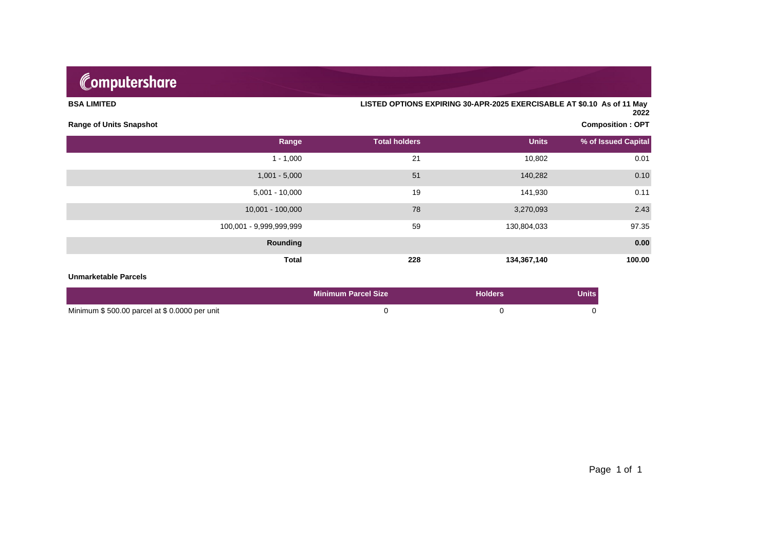Computershare

**BSA LIMITED**

**LISTED OPTIONS EXPIRING 30-APR-2025 EXERCISABLE AT $0.10 As of 11 May 2022**

**Range of Units Snapshot**

**Composition : OPT**

| Range | Total holders | Units | % of Issued Capital |
|---|---|---|---|
| 1 - 1,000 | 21 | 10,802 | 0.01 |
| 1,001 - 5,000 | 51 | 140,282 | 0.10 |
| 5,001 - 10,000 | 19 | 141,930 | 0.11 |
| 10,001 - 100,000 | 78 | 3,270,093 | 2.43 |
| 100,001 - 9,999,999,999 | 59 | 130,804,033 | 97.35 |
| **Rounding** | | | **0.00** |
| **Total** | **228** | **134,367,140** | **100.00** |

**Unmarketable Parcels**

| | Minimum Parcel Size | Holders | Units |
|---|---|---|---|
| Minimum $ 500.00 parcel at $ 0.0000 per unit | 0 | 0 | 0 |